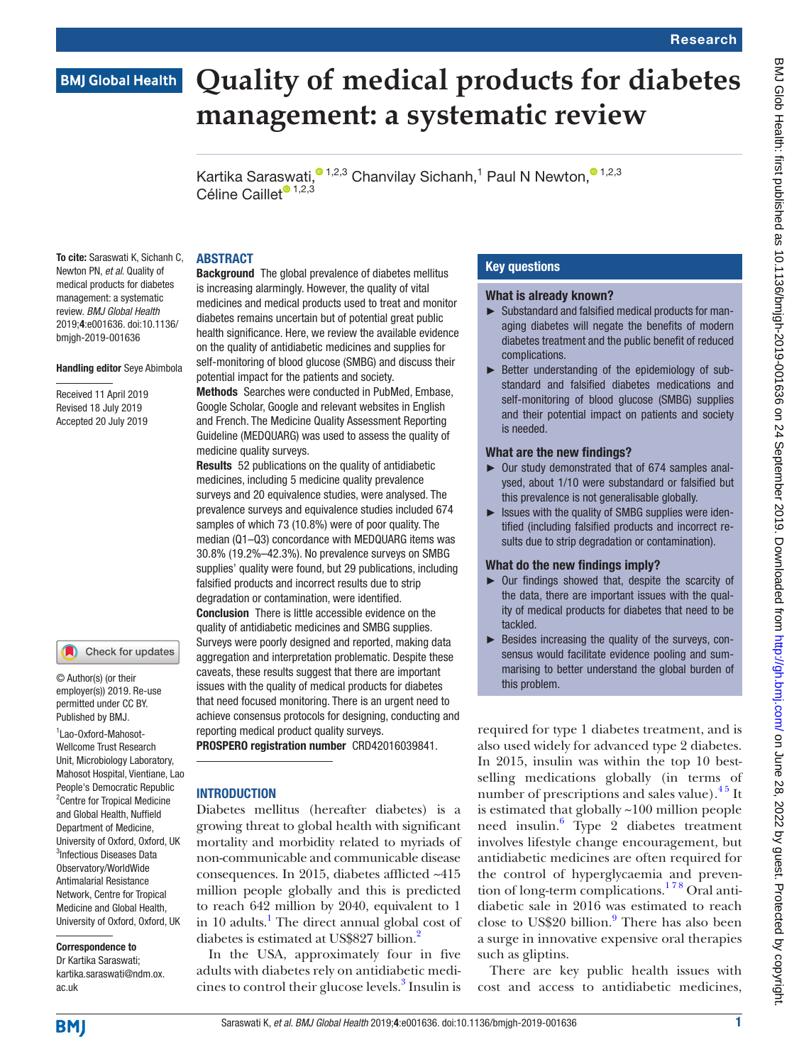# Quality of medical products for diabetes management: a systematic review

Kartika Saraswati,[1,2,3] Chanvilay Sichanh,[1] Paul N Newton,[1,2,3] Céline Caillet[1,2,3]

**To cite:** Saraswati K, Sichanh C, Newton PN, *et al*. Quality of medical products for diabetes management: a systematic review. *BMJ Global Health* 2019;**4**:e001636. doi:10.1136/bmjgh-2019-001636

**Handling editor** Seye Abimbola

Received 11 April 2019
Revised 18 July 2019
Accepted 20 July 2019

© Author(s) (or their employer(s)) 2019. Re-use permitted under CC BY. Published by BMJ.

[1]Lao-Oxford-Mahosot-Wellcome Trust Research Unit, Microbiology Laboratory, Mahosot Hospital, Vientiane, Lao People's Democratic Republic
[2]Centre for Tropical Medicine and Global Health, Nuffield Department of Medicine, University of Oxford, Oxford, UK
[3]Infectious Diseases Data Observatory/WorldWide Antimalarial Resistance Network, Centre for Tropical Medicine and Global Health, University of Oxford, Oxford, UK

**Correspondence to**
Dr Kartika Saraswati;
kartika.saraswati@ndm.ox.ac.uk

## ABSTRACT

**Background** The global prevalence of diabetes mellitus is increasing alarmingly. However, the quality of vital medicines and medical products used to treat and monitor diabetes remains uncertain but of potential great public health significance. Here, we review the available evidence on the quality of antidiabetic medicines and supplies for self-monitoring of blood glucose (SMBG) and discuss their potential impact for the patients and society.

**Methods** Searches were conducted in PubMed, Embase, Google Scholar, Google and relevant websites in English and French. The Medicine Quality Assessment Reporting Guideline (MEDQUARG) was used to assess the quality of medicine quality surveys.

**Results** 52 publications on the quality of antidiabetic medicines, including 5 medicine quality prevalence surveys and 20 equivalence studies, were analysed. The prevalence surveys and equivalence studies included 674 samples of which 73 (10.8%) were of poor quality. The median (Q1–Q3) concordance with MEDQUARG items was 30.8% (19.2%–42.3%). No prevalence surveys on SMBG supplies' quality were found, but 29 publications, including falsified products and incorrect results due to strip degradation or contamination, were identified.

**Conclusion** There is little accessible evidence on the quality of antidiabetic medicines and SMBG supplies. Surveys were poorly designed and reported, making data aggregation and interpretation problematic. Despite these caveats, these results suggest that there are important issues with the quality of medical products for diabetes that need focused monitoring. There is an urgent need to achieve consensus protocols for designing, conducting and reporting medical product quality surveys.

**PROSPERO registration number** CRD42016039841.

### Key questions

**What is already known?**

- Substandard and falsified medical products for managing diabetes will negate the benefits of modern diabetes treatment and the public benefit of reduced complications.
- Better understanding of the epidemiology of substandard and falsified diabetes medications and self-monitoring of blood glucose (SMBG) supplies and their potential impact on patients and society is needed.

**What are the new findings?**

- Our study demonstrated that of 674 samples analysed, about 1/10 were substandard or falsified but this prevalence is not generalisable globally.
- Issues with the quality of SMBG supplies were identified (including falsified products and incorrect results due to strip degradation or contamination).

**What do the new findings imply?**

- Our findings showed that, despite the scarcity of the data, there are important issues with the quality of medical products for diabetes that need to be tackled.
- Besides increasing the quality of the surveys, consensus would facilitate evidence pooling and summarising to better understand the global burden of this problem.

## INTRODUCTION

Diabetes mellitus (hereafter diabetes) is a growing threat to global health with significant mortality and morbidity related to myriads of non-communicable and communicable disease consequences. In 2015, diabetes afflicted ~415 million people globally and this is predicted to reach 642 million by 2040, equivalent to 1 in 10 adults.[1] The direct annual global cost of diabetes is estimated at US$827 billion.[2]

In the USA, approximately four in five adults with diabetes rely on antidiabetic medicines to control their glucose levels.[3] Insulin is required for type 1 diabetes treatment, and is also used widely for advanced type 2 diabetes. In 2015, insulin was within the top 10 best-selling medications globally (in terms of number of prescriptions and sales value).[4,5] It is estimated that globally ~100 million people need insulin.[6] Type 2 diabetes treatment involves lifestyle change encouragement, but antidiabetic medicines are often required for the control of hyperglycaemia and prevention of long-term complications.[1,7,8] Oral antidiabetic sale in 2016 was estimated to reach close to US$20 billion.[9] There has also been a surge in innovative expensive oral therapies such as gliptins.

There are key public health issues with cost and access to antidiabetic medicines,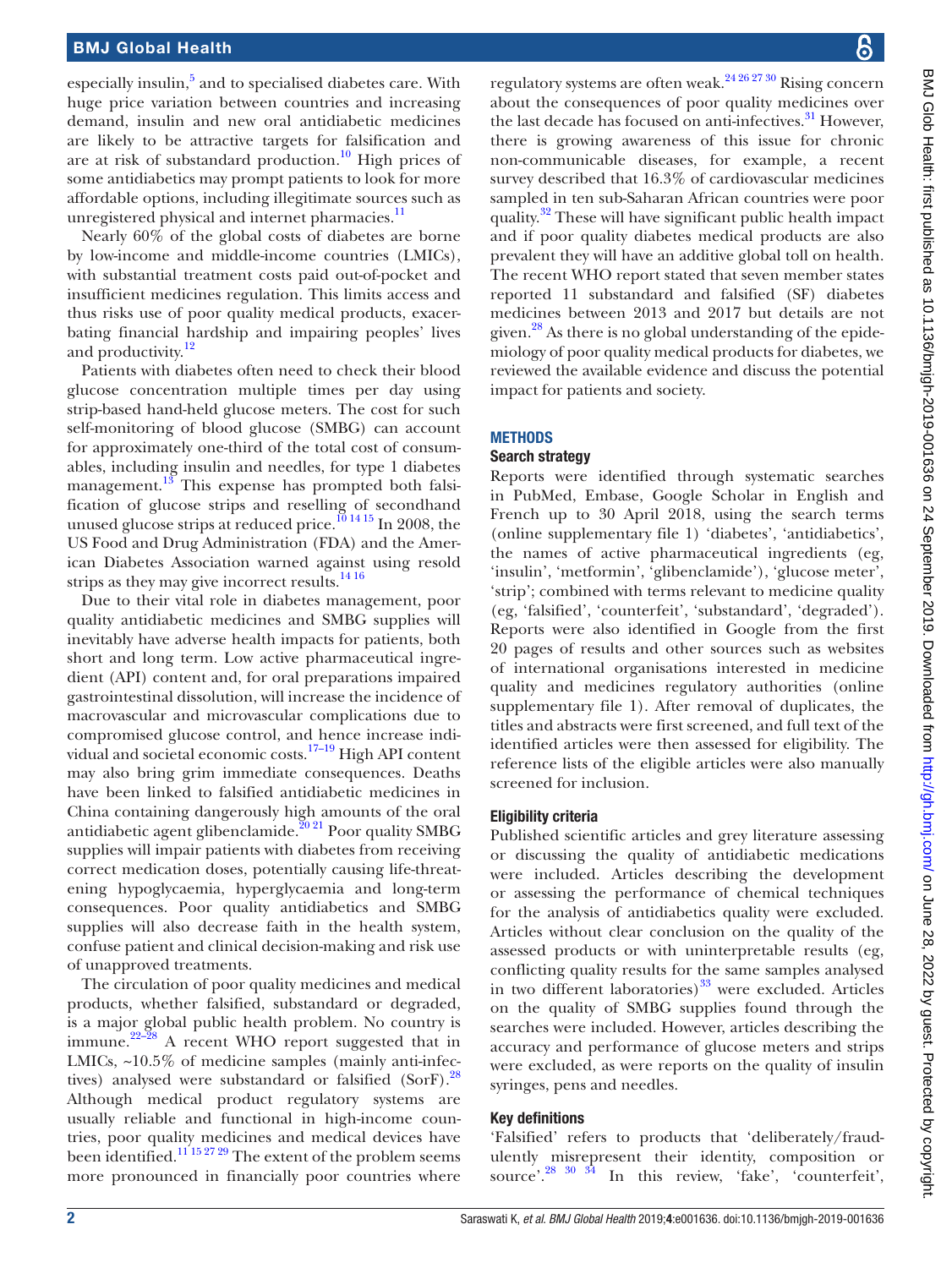especially insulin,[5] and to specialised diabetes care. With huge price variation between countries and increasing demand, insulin and new oral antidiabetic medicines are likely to be attractive targets for falsification and are at risk of substandard production.[10] High prices of some antidiabetics may prompt patients to look for more affordable options, including illegitimate sources such as unregistered physical and internet pharmacies.[11]

Nearly 60% of the global costs of diabetes are borne by low-income and middle-income countries (LMICs), with substantial treatment costs paid out-of-pocket and insufficient medicines regulation. This limits access and thus risks use of poor quality medical products, exacerbating financial hardship and impairing peoples' lives and productivity.[12]

Patients with diabetes often need to check their blood glucose concentration multiple times per day using strip-based hand-held glucose meters. The cost for such self-monitoring of blood glucose (SMBG) can account for approximately one-third of the total cost of consumables, including insulin and needles, for type 1 diabetes management.[13] This expense has prompted both falsification of glucose strips and reselling of secondhand unused glucose strips at reduced price.[10 14 15] In 2008, the US Food and Drug Administration (FDA) and the American Diabetes Association warned against using resold strips as they may give incorrect results.[14 16]

Due to their vital role in diabetes management, poor quality antidiabetic medicines and SMBG supplies will inevitably have adverse health impacts for patients, both short and long term. Low active pharmaceutical ingredient (API) content and, for oral preparations impaired gastrointestinal dissolution, will increase the incidence of macrovascular and microvascular complications due to compromised glucose control, and hence increase individual and societal economic costs.[17–19] High API content may also bring grim immediate consequences. Deaths have been linked to falsified antidiabetic medicines in China containing dangerously high amounts of the oral antidiabetic agent glibenclamide.[20 21] Poor quality SMBG supplies will impair patients with diabetes from receiving correct medication doses, potentially causing life-threatening hypoglycaemia, hyperglycaemia and long-term consequences. Poor quality antidiabetics and SMBG supplies will also decrease faith in the health system, confuse patient and clinical decision-making and risk use of unapproved treatments.

The circulation of poor quality medicines and medical products, whether falsified, substandard or degraded, is a major global public health problem. No country is immune.[22–28] A recent WHO report suggested that in LMICs, ~10.5% of medicine samples (mainly anti-infectives) analysed were substandard or falsified (SorF).[28] Although medical product regulatory systems are usually reliable and functional in high-income countries, poor quality medicines and medical devices have been identified.[11 15 27 29] The extent of the problem seems more pronounced in financially poor countries where regulatory systems are often weak.[24 26 27 30] Rising concern about the consequences of poor quality medicines over the last decade has focused on anti-infectives.[31] However, there is growing awareness of this issue for chronic non-communicable diseases, for example, a recent survey described that 16.3% of cardiovascular medicines sampled in ten sub-Saharan African countries were poor quality.[32] These will have significant public health impact and if poor quality diabetes medical products are also prevalent they will have an additive global toll on health. The recent WHO report stated that seven member states reported 11 substandard and falsified (SF) diabetes medicines between 2013 and 2017 but details are not given.[28] As there is no global understanding of the epidemiology of poor quality medical products for diabetes, we reviewed the available evidence and discuss the potential impact for patients and society.

## METHODS

### Search strategy

Reports were identified through systematic searches in PubMed, Embase, Google Scholar in English and French up to 30 April 2018, using the search terms (online supplementary file 1) 'diabetes', 'antidiabetics', the names of active pharmaceutical ingredients (eg, 'insulin', 'metformin', 'glibenclamide'), 'glucose meter', 'strip'; combined with terms relevant to medicine quality (eg, 'falsified', 'counterfeit', 'substandard', 'degraded'). Reports were also identified in Google from the first 20 pages of results and other sources such as websites of international organisations interested in medicine quality and medicines regulatory authorities (online supplementary file 1). After removal of duplicates, the titles and abstracts were first screened, and full text of the identified articles were then assessed for eligibility. The reference lists of the eligible articles were also manually screened for inclusion.

### Eligibility criteria

Published scientific articles and grey literature assessing or discussing the quality of antidiabetic medications were included. Articles describing the development or assessing the performance of chemical techniques for the analysis of antidiabetics quality were excluded. Articles without clear conclusion on the quality of the assessed products or with uninterpretable results (eg, conflicting quality results for the same samples analysed in two different laboratories)[33] were excluded. Articles on the quality of SMBG supplies found through the searches were included. However, articles describing the accuracy and performance of glucose meters and strips were excluded, as were reports on the quality of insulin syringes, pens and needles.

### Key definitions

'Falsified' refers to products that 'deliberately/fraudulently misrepresent their identity, composition or source'.[28 30 34] In this review, 'fake', 'counterfeit',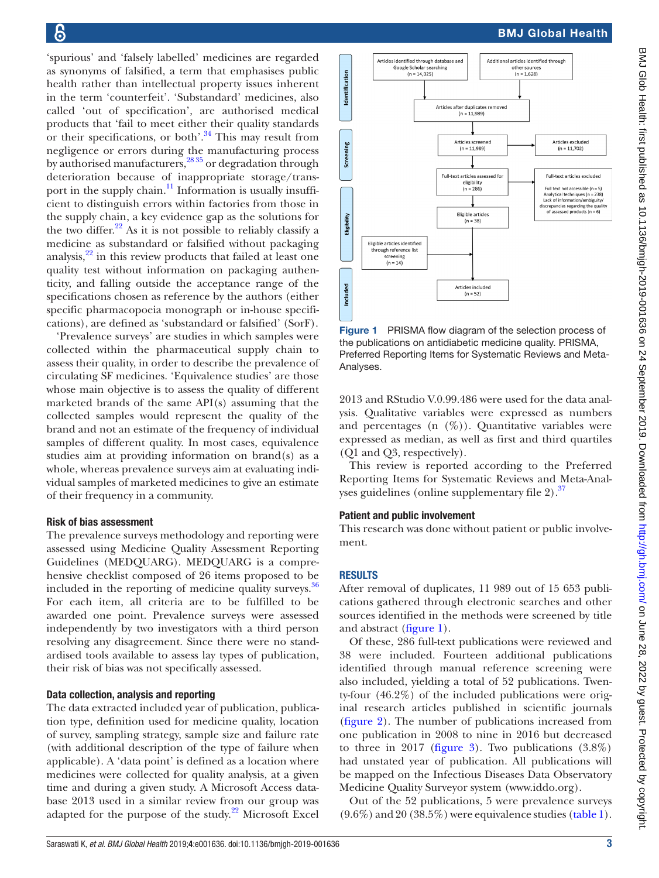'spurious' and 'falsely labelled' medicines are regarded as synonyms of falsified, a term that emphasises public health rather than intellectual property issues inherent in the term 'counterfeit'. 'Substandard' medicines, also called 'out of specification', are authorised medical products that 'fail to meet either their quality standards or their specifications, or both'.[34] This may result from negligence or errors during the manufacturing process by authorised manufacturers,[28 35] or degradation through deterioration because of inappropriate storage/transport in the supply chain.[11] Information is usually insufficient to distinguish errors within factories from those in the supply chain, a key evidence gap as the solutions for the two differ.[22] As it is not possible to reliably classify a medicine as substandard or falsified without packaging analysis,[22] in this review products that failed at least one quality test without information on packaging authenticity, and falling outside the acceptance range of the specifications chosen as reference by the authors (either specific pharmacopoeia monograph or in-house specifications), are defined as 'substandard or falsified' (SorF).

'Prevalence surveys' are studies in which samples were collected within the pharmaceutical supply chain to assess their quality, in order to describe the prevalence of circulating SF medicines. 'Equivalence studies' are those whose main objective is to assess the quality of different marketed brands of the same API(s) assuming that the collected samples would represent the quality of the brand and not an estimate of the frequency of individual samples of different quality. In most cases, equivalence studies aim at providing information on brand(s) as a whole, whereas prevalence surveys aim at evaluating individual samples of marketed medicines to give an estimate of their frequency in a community.

### Risk of bias assessment

The prevalence surveys methodology and reporting were assessed using Medicine Quality Assessment Reporting Guidelines (MEDQUARG). MEDQUARG is a comprehensive checklist composed of 26 items proposed to be included in the reporting of medicine quality surveys.[36] For each item, all criteria are to be fulfilled to be awarded one point. Prevalence surveys were assessed independently by two investigators with a third person resolving any disagreement. Since there were no standardised tools available to assess lay types of publication, their risk of bias was not specifically assessed.

### Data collection, analysis and reporting

The data extracted included year of publication, publication type, definition used for medicine quality, location of survey, sampling strategy, sample size and failure rate (with additional description of the type of failure when applicable). A 'data point' is defined as a location where medicines were collected for quality analysis, at a given time and during a given study. A Microsoft Access database 2013 used in a similar review from our group was adapted for the purpose of the study.[22] Microsoft Excel 2013 and RStudio V.0.99.486 were used for the data analysis. Qualitative variables were expressed as numbers and percentages (n (%)). Quantitative variables were expressed as median, as well as first and third quartiles (Q1 and Q3, respectively).

This review is reported according to the Preferred Reporting Items for Systematic Reviews and Meta-Analyses guidelines (online supplementary file 2).[37]

### Patient and public involvement

This research was done without patient or public involvement.

| Stage | | |
|---|---|---|
| Identification | Articles identified through database and Google Scholar searching (n = 14,025) | Additional articles identified through other sources (n = 1,628) |
| Identification | Articles after duplicates removed (n = 11,989) | |
| Screening | Articles screened (n = 11,989) | Articles excluded (n = 11,702) |
| Eligibility | Full-text articles assessed for eligibility (n = 286) | Full-text articles excluded: Full text not accessible (n = 5); Analytical techniques (n = 238); Lack of information/ambiguity/discrepancies regarding the quality of assessed products (n = 6) |
| Eligibility | Eligible articles (n = 38) | Eligible articles identified through reference list screening (n = 14) |
| Included | Articles included (n = 52) | |

Figure 1 PRISMA flow diagram of the selection process of the publications on antidiabetic medicine quality. PRISMA, Preferred Reporting Items for Systematic Reviews and Meta-Analyses.

## RESULTS

After removal of duplicates, 11 989 out of 15 653 publications gathered through electronic searches and other sources identified in the methods were screened by title and abstract (figure 1).

Of these, 286 full-text publications were reviewed and 38 were included. Fourteen additional publications identified through manual reference screening were also included, yielding a total of 52 publications. Twenty-four (46.2%) of the included publications were original research articles published in scientific journals (figure 2). The number of publications increased from one publication in 2008 to nine in 2016 but decreased to three in 2017 (figure 3). Two publications (3.8%) had unstated year of publication. All publications will be mapped on the Infectious Diseases Data Observatory Medicine Quality Surveyor system (www.iddo.org).

Out of the 52 publications, 5 were prevalence surveys (9.6%) and 20 (38.5%) were equivalence studies (table 1).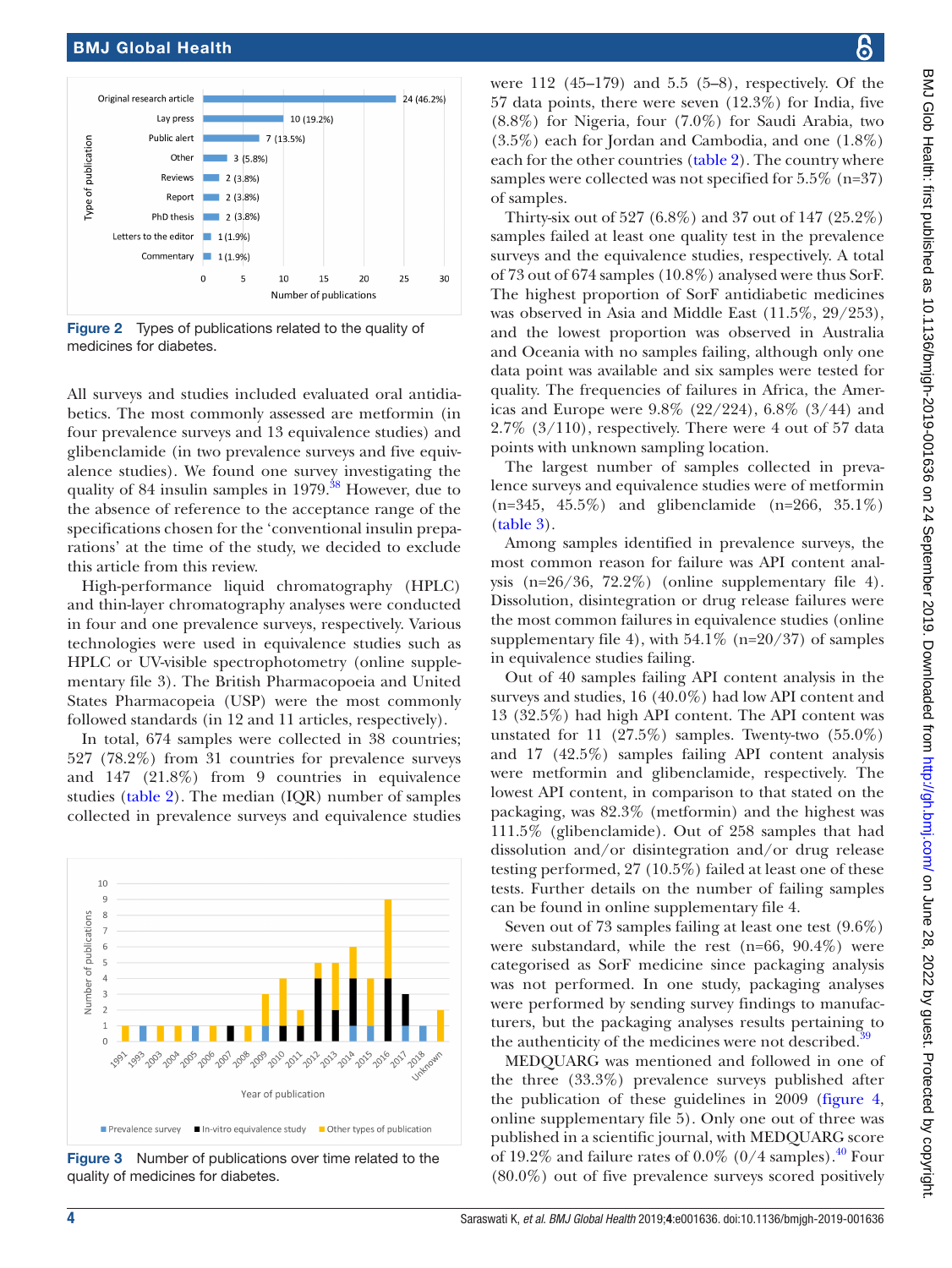Figure 2 Types of publications related to the quality of medicines for diabetes.

All surveys and studies included evaluated oral antidiabetics. The most commonly assessed are metformin (in four prevalence surveys and 13 equivalence studies) and glibenclamide (in two prevalence surveys and five equivalence studies). We found one survey investigating the quality of 84 insulin samples in 1979.[38] However, due to the absence of reference to the acceptance range of the specifications chosen for the 'conventional insulin preparations' at the time of the study, we decided to exclude this article from this review.

High-performance liquid chromatography (HPLC) and thin-layer chromatography analyses were conducted in four and one prevalence surveys, respectively. Various technologies were used in equivalence studies such as HPLC or UV-visible spectrophotometry (online supplementary file 3). The British Pharmacopoeia and United States Pharmacopeia (USP) were the most commonly followed standards (in 12 and 11 articles, respectively).

In total, 674 samples were collected in 38 countries; 527 (78.2%) from 31 countries for prevalence surveys and 147 (21.8%) from 9 countries in equivalence studies (table 2). The median (IQR) number of samples collected in prevalence surveys and equivalence studies were 112 (45–179) and 5.5 (5–8), respectively. Of the 57 data points, there were seven (12.3%) for India, five (8.8%) for Nigeria, four (7.0%) for Saudi Arabia, two (3.5%) each for Jordan and Cambodia, and one (1.8%) each for the other countries (table 2). The country where samples were collected was not specified for 5.5% (n=37) of samples.

Figure 3 Number of publications over time related to the quality of medicines for diabetes.

Thirty-six out of 527 (6.8%) and 37 out of 147 (25.2%) samples failed at least one quality test in the prevalence surveys and the equivalence studies, respectively. A total of 73 out of 674 samples (10.8%) analysed were thus SorF. The highest proportion of SorF antidiabetic medicines was observed in Asia and Middle East (11.5%, 29/253), and the lowest proportion was observed in Australia and Oceania with no samples failing, although only one data point was available and six samples were tested for quality. The frequencies of failures in Africa, the Americas and Europe were 9.8% (22/224), 6.8% (3/44) and 2.7% (3/110), respectively. There were 4 out of 57 data points with unknown sampling location.

The largest number of samples collected in prevalence surveys and equivalence studies were of metformin (n=345, 45.5%) and glibenclamide (n=266, 35.1%) (table 3).

Among samples identified in prevalence surveys, the most common reason for failure was API content analysis (n=26/36, 72.2%) (online supplementary file 4). Dissolution, disintegration or drug release failures were the most common failures in equivalence studies (online supplementary file 4), with 54.1% (n=20/37) of samples in equivalence studies failing.

Out of 40 samples failing API content analysis in the surveys and studies, 16 (40.0%) had low API content and 13 (32.5%) had high API content. The API content was unstated for 11 (27.5%) samples. Twenty-two (55.0%) and 17 (42.5%) samples failing API content analysis were metformin and glibenclamide, respectively. The lowest API content, in comparison to that stated on the packaging, was 82.3% (metformin) and the highest was 111.5% (glibenclamide). Out of 258 samples that had dissolution and/or disintegration and/or drug release testing performed, 27 (10.5%) failed at least one of these tests. Further details on the number of failing samples can be found in online supplementary file 4.

Seven out of 73 samples failing at least one test (9.6%) were substandard, while the rest (n=66, 90.4%) were categorised as SorF medicine since packaging analysis was not performed. In one study, packaging analyses were performed by sending survey findings to manufacturers, but the packaging analyses results pertaining to the authenticity of the medicines were not described.[39]

MEDQUARG was mentioned and followed in one of the three (33.3%) prevalence surveys published after the publication of these guidelines in 2009 (figure 4, online supplementary file 5). Only one out of three was published in a scientific journal, with MEDQUARG score of 19.2% and failure rates of 0.0% (0/4 samples).[40] Four (80.0%) out of five prevalence surveys scored positively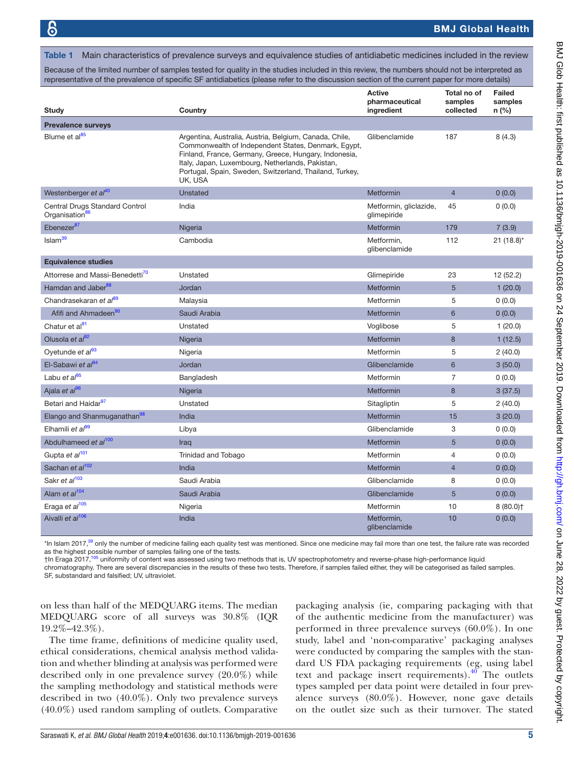**Table 1** Main characteristics of prevalence surveys and equivalence studies of antidiabetic medicines included in the review

Because of the limited number of samples tested for quality in the studies included in this review, the numbers should not be interpreted as representative of the prevalence of specific SF antidiabetics (please refer to the discussion section of the current paper for more details)

| Study | Country | Active pharmaceutical ingredient | Total no of samples collected | Failed samples n (%) |
|---|---|---|---|---|
| **Prevalence surveys** | | | | |
| Blume et al[85] | Argentina, Australia, Austria, Belgium, Canada, Chile, Commonwealth of Independent States, Denmark, Egypt, Finland, France, Germany, Greece, Hungary, Indonesia, Italy, Japan, Luxembourg, Netherlands, Pakistan, Portugal, Spain, Sweden, Switzerland, Thailand, Turkey, UK, USA | Glibenclamide | 187 | 8 (4.3) |
| Westenberger *et al*[40] | Unstated | Metformin | 4 | 0 (0.0) |
| Central Drugs Standard Control Organisation[86] | India | Metformin, gliclazide, glimepiride | 45 | 0 (0.0) |
| Ebenezer[87] | Nigeria | Metformin | 179 | 7 (3.9) |
| Islam[39] | Cambodia | Metformin, glibenclamide | 112 | 21 (18.8)* |
| **Equivalence studies** | | | | |
| Attorrese and Massi-Benedetti[70] | Unstated | Glimepiride | 23 | 12 (52.2) |
| Hamdan and Jaber[88] | Jordan | Metformin | 5 | 1 (20.0) |
| Chandrasekaran *et al*[89] | Malaysia | Metformin | 5 | 0 (0.0) |
| Afifi and Ahmadeen[90] | Saudi Arabia | Metformin | 6 | 0 (0.0) |
| Chatur et al[91] | Unstated | Voglibose | 5 | 1 (20.0) |
| Olusola *et al*[92] | Nigeria | Metformin | 8 | 1 (12.5) |
| Oyetunde *et al*[93] | Nigeria | Metformin | 5 | 2 (40.0) |
| El-Sabawi *et al*[94] | Jordan | Glibenclamide | 6 | 3 (50.0) |
| Labu *et al*[95] | Bangladesh | Metformin | 7 | 0 (0.0) |
| Ajala *et al*[96] | Nigeria | Metformin | 8 | 3 (37.5) |
| Betari and Haidar[97] | Unstated | Sitagliptin | 5 | 2 (40.0) |
| Elango and Shanmuganathan[98] | India | Metformin | 15 | 3 (20.0) |
| Elhamili *et al*[99] | Libya | Glibenclamide | 3 | 0 (0.0) |
| Abdulhameed *et al*[100] | Iraq | Metformin | 5 | 0 (0.0) |
| Gupta *et al*[101] | Trinidad and Tobago | Metformin | 4 | 0 (0.0) |
| Sachan *et al*[102] | India | Metformin | 4 | 0 (0.0) |
| Sakr *et al*[103] | Saudi Arabia | Glibenclamide | 8 | 0 (0.0) |
| Alam *et al*[104] | Saudi Arabia | Glibenclamide | 5 | 0 (0.0) |
| Eraga *et al*[105] | Nigeria | Metformin | 10 | 8 (80.0)† |
| Aivalli *et al*[106] | India | Metformin, glibenclamide | 10 | 0 (0.0) |

*In Islam 2017,[39] only the number of medicine failing each quality test was mentioned. Since one medicine may fail more than one test, the failure rate was recorded as the highest possible number of samples failing one of the tests.
†In Eraga 2017,[105] uniformity of content was assessed using two methods that is, UV spectrophotometry and reverse-phase high-performance liquid chromatography. There are several discrepancies in the results of these two tests. Therefore, if samples failed either, they will be categorised as failed samples.
SF, substandard and falsified; UV, ultraviolet.

on less than half of the MEDQUARG items. The median MEDQUARG score of all surveys was 30.8% (IQR 19.2%–42.3%).

The time frame, definitions of medicine quality used, ethical considerations, chemical analysis method validation and whether blinding at analysis was performed were described only in one prevalence survey (20.0%) while the sampling methodology and statistical methods were described in two (40.0%). Only two prevalence surveys (40.0%) used random sampling of outlets. Comparative packaging analysis (ie, comparing packaging with that of the authentic medicine from the manufacturer) was performed in three prevalence surveys (60.0%). In one study, label and 'non-comparative' packaging analyses were conducted by comparing the samples with the standard US FDA packaging requirements (eg, using label text and package insert requirements).[40] The outlets types sampled per data point were detailed in four prevalence surveys (80.0%). However, none gave details on the outlet size such as their turnover. The stated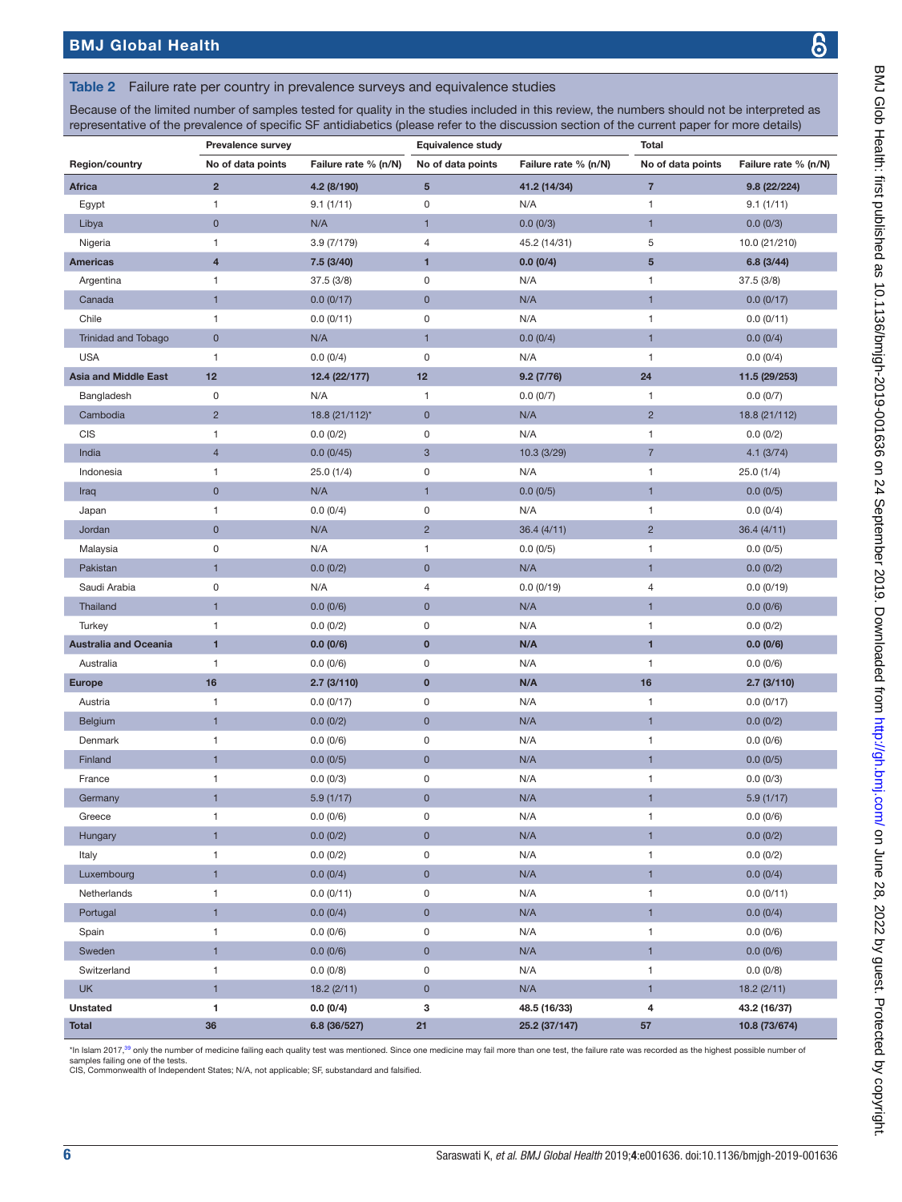**Table 2** Failure rate per country in prevalence surveys and equivalence studies

Because of the limited number of samples tested for quality in the studies included in this review, the numbers should not be interpreted as representative of the prevalence of specific SF antidiabetics (please refer to the discussion section of the current paper for more details)

| Region/country | Prevalence survey | | Equivalence study | | Total | |
|---|---|---|---|---|---|---|
| | No of data points | Failure rate % (n/N) | No of data points | Failure rate % (n/N) | No of data points | Failure rate % (n/N) |
| **Africa** | **2** | **4.2 (8/190)** | **5** | **41.2 (14/34)** | **7** | **9.8 (22/224)** |
| Egypt | 1 | 9.1 (1/11) | 0 | N/A | 1 | 9.1 (1/11) |
| Libya | 0 | N/A | 1 | 0.0 (0/3) | 1 | 0.0 (0/3) |
| Nigeria | 1 | 3.9 (7/179) | 4 | 45.2 (14/31) | 5 | 10.0 (21/210) |
| **Americas** | **4** | **7.5 (3/40)** | **1** | **0.0 (0/4)** | **5** | **6.8 (3/44)** |
| Argentina | 1 | 37.5 (3/8) | 0 | N/A | 1 | 37.5 (3/8) |
| Canada | 1 | 0.0 (0/17) | 0 | N/A | 1 | 0.0 (0/17) |
| Chile | 1 | 0.0 (0/11) | 0 | N/A | 1 | 0.0 (0/11) |
| Trinidad and Tobago | 0 | N/A | 1 | 0.0 (0/4) | 1 | 0.0 (0/4) |
| USA | 1 | 0.0 (0/4) | 0 | N/A | 1 | 0.0 (0/4) |
| **Asia and Middle East** | **12** | **12.4 (22/177)** | **12** | **9.2 (7/76)** | **24** | **11.5 (29/253)** |
| Bangladesh | 0 | N/A | 1 | 0.0 (0/7) | 1 | 0.0 (0/7) |
| Cambodia | 2 | 18.8 (21/112)* | 0 | N/A | 2 | 18.8 (21/112) |
| CIS | 1 | 0.0 (0/2) | 0 | N/A | 1 | 0.0 (0/2) |
| India | 4 | 0.0 (0/45) | 3 | 10.3 (3/29) | 7 | 4.1 (3/74) |
| Indonesia | 1 | 25.0 (1/4) | 0 | N/A | 1 | 25.0 (1/4) |
| Iraq | 0 | N/A | 1 | 0.0 (0/5) | 1 | 0.0 (0/5) |
| Japan | 1 | 0.0 (0/4) | 0 | N/A | 1 | 0.0 (0/4) |
| Jordan | 0 | N/A | 2 | 36.4 (4/11) | 2 | 36.4 (4/11) |
| Malaysia | 0 | N/A | 1 | 0.0 (0/5) | 1 | 0.0 (0/5) |
| Pakistan | 1 | 0.0 (0/2) | 0 | N/A | 1 | 0.0 (0/2) |
| Saudi Arabia | 0 | N/A | 4 | 0.0 (0/19) | 4 | 0.0 (0/19) |
| Thailand | 1 | 0.0 (0/6) | 0 | N/A | 1 | 0.0 (0/6) |
| Turkey | 1 | 0.0 (0/2) | 0 | N/A | 1 | 0.0 (0/2) |
| **Australia and Oceania** | **1** | **0.0 (0/6)** | **0** | **N/A** | **1** | **0.0 (0/6)** |
| Australia | 1 | 0.0 (0/6) | 0 | N/A | 1 | 0.0 (0/6) |
| **Europe** | **16** | **2.7 (3/110)** | **0** | **N/A** | **16** | **2.7 (3/110)** |
| Austria | 1 | 0.0 (0/17) | 0 | N/A | 1 | 0.0 (0/17) |
| Belgium | 1 | 0.0 (0/2) | 0 | N/A | 1 | 0.0 (0/2) |
| Denmark | 1 | 0.0 (0/6) | 0 | N/A | 1 | 0.0 (0/6) |
| Finland | 1 | 0.0 (0/5) | 0 | N/A | 1 | 0.0 (0/5) |
| France | 1 | 0.0 (0/3) | 0 | N/A | 1 | 0.0 (0/3) |
| Germany | 1 | 5.9 (1/17) | 0 | N/A | 1 | 5.9 (1/17) |
| Greece | 1 | 0.0 (0/6) | 0 | N/A | 1 | 0.0 (0/6) |
| Hungary | 1 | 0.0 (0/2) | 0 | N/A | 1 | 0.0 (0/2) |
| Italy | 1 | 0.0 (0/2) | 0 | N/A | 1 | 0.0 (0/2) |
| Luxembourg | 1 | 0.0 (0/4) | 0 | N/A | 1 | 0.0 (0/4) |
| Netherlands | 1 | 0.0 (0/11) | 0 | N/A | 1 | 0.0 (0/11) |
| Portugal | 1 | 0.0 (0/4) | 0 | N/A | 1 | 0.0 (0/4) |
| Spain | 1 | 0.0 (0/6) | 0 | N/A | 1 | 0.0 (0/6) |
| Sweden | 1 | 0.0 (0/6) | 0 | N/A | 1 | 0.0 (0/6) |
| Switzerland | 1 | 0.0 (0/8) | 0 | N/A | 1 | 0.0 (0/8) |
| UK | 1 | 18.2 (2/11) | 0 | N/A | 1 | 18.2 (2/11) |
| **Unstated** | **1** | **0.0 (0/4)** | **3** | **48.5 (16/33)** | **4** | **43.2 (16/37)** |
| **Total** | **36** | **6.8 (36/527)** | **21** | **25.2 (37/147)** | **57** | **10.8 (73/674)** |

*In Islam 2017,[39] only the number of medicine failing each quality test was mentioned. Since one medicine may fail more than one test, the failure rate was recorded as the highest possible number of samples failing one of the tests.
CIS, Commonwealth of Independent States; N/A, not applicable; SF, substandard and falsified.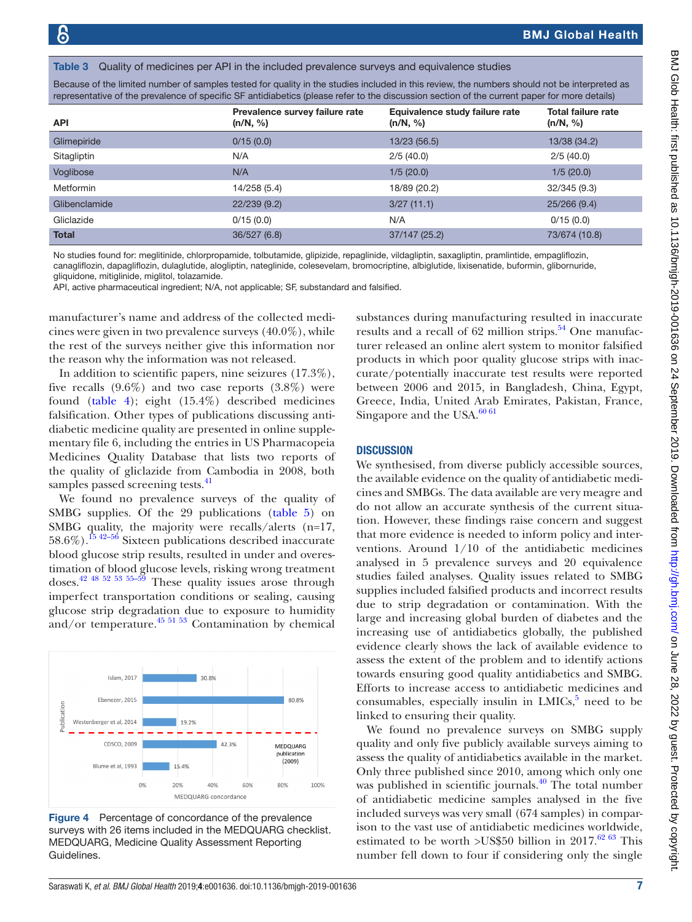**Table 3** Quality of medicines per API in the included prevalence surveys and equivalence studies

Because of the limited number of samples tested for quality in the studies included in this review, the numbers should not be interpreted as representative of the prevalence of specific SF antidiabetics (please refer to the discussion section of the current paper for more details)

| API | Prevalence survey failure rate (n/N, %) | Equivalence study failure rate (n/N, %) | Total failure rate (n/N, %) |
|---|---|---|---|
| Glimepiride | 0/15 (0.0) | 13/23 (56.5) | 13/38 (34.2) |
| Sitagliptin | N/A | 2/5 (40.0) | 2/5 (40.0) |
| Voglibose | N/A | 1/5 (20.0) | 1/5 (20.0) |
| Metformin | 14/258 (5.4) | 18/89 (20.2) | 32/345 (9.3) |
| Glibenclamide | 22/239 (9.2) | 3/27 (11.1) | 25/266 (9.4) |
| Gliclazide | 0/15 (0.0) | N/A | 0/15 (0.0) |
| **Total** | 36/527 (6.8) | 37/147 (25.2) | 73/674 (10.8) |

No studies found for: meglitinide, chlorpropamide, tolbutamide, glipizide, repaglinide, vildagliptin, saxagliptin, pramlintide, empagliflozin, canagliflozin, dapagliflozin, dulaglutide, alogliptin, nateglinide, colesevelam, bromocriptine, albiglutide, lixisenatide, buformin, glibornuride, gliquidone, mitiglinide, miglitol, tolazamide.

API, active pharmaceutical ingredient; N/A, not applicable; SF, substandard and falsified.

manufacturer's name and address of the collected medicines were given in two prevalence surveys (40.0%), while the rest of the surveys neither give this information nor the reason why the information was not released.

In addition to scientific papers, nine seizures (17.3%), five recalls (9.6%) and two case reports (3.8%) were found (table 4); eight (15.4%) described medicines falsification. Other types of publications discussing antidiabetic medicine quality are presented in online supplementary file 6, including the entries in US Pharmacopeia Medicines Quality Database that lists two reports of the quality of gliclazide from Cambodia in 2008, both samples passed screening tests.[41]

We found no prevalence surveys of the quality of SMBG supplies. Of the 29 publications (table 5) on SMBG quality, the majority were recalls/alerts (n=17, 58.6%).[15 42–56] Sixteen publications described inaccurate blood glucose strip results, resulted in under and overestimation of blood glucose levels, risking wrong treatment doses.[42 48 52 53 55–59] These quality issues arose through imperfect transportation conditions or sealing, causing glucose strip degradation due to exposure to humidity and/or temperature.[45 51 53] Contamination by chemical substances during manufacturing resulted in inaccurate results and a recall of 62 million strips.[54] One manufacturer released an online alert system to monitor falsified products in which poor quality glucose strips with inaccurate/potentially inaccurate test results were reported between 2006 and 2015, in Bangladesh, China, Egypt, Greece, India, United Arab Emirates, Pakistan, France, Singapore and the USA.[60 61]

| Publication | MEDQUARG concordance |
|---|---|
| Islam, 2017 | 30.8% |
| Ebenezer, 2015 | 80.8% |
| Westenberger et al, 2014 | 19.2% |
| CDSCO, 2009 | 42.3% |
| Blume et al, 1993 | 15.4% |

(Dashed line between Westenberger et al, 2014 and CDSCO, 2009 marks the MEDQUARG publication (2009).)

**Figure 4** Percentage of concordance of the prevalence surveys with 26 items included in the MEDQUARG checklist. MEDQUARG, Medicine Quality Assessment Reporting Guidelines.

## DISCUSSION

We synthesised, from diverse publicly accessible sources, the available evidence on the quality of antidiabetic medicines and SMBGs. The data available are very meagre and do not allow an accurate synthesis of the current situation. However, these findings raise concern and suggest that more evidence is needed to inform policy and interventions. Around 1/10 of the antidiabetic medicines analysed in 5 prevalence surveys and 20 equivalence studies failed analyses. Quality issues related to SMBG supplies included falsified products and incorrect results due to strip degradation or contamination. With the large and increasing global burden of diabetes and the increasing use of antidiabetics globally, the published evidence clearly shows the lack of available evidence to assess the extent of the problem and to identify actions towards ensuring good quality antidiabetics and SMBG. Efforts to increase access to antidiabetic medicines and consumables, especially insulin in LMICs,[5] need to be linked to ensuring their quality.

We found no prevalence surveys on SMBG supply quality and only five publicly available surveys aiming to assess the quality of antidiabetics available in the market. Only three published since 2010, among which only one was published in scientific journals.[40] The total number of antidiabetic medicine samples analysed in the five included surveys was very small (674 samples) in comparison to the vast use of antidiabetic medicines worldwide, estimated to be worth >US$50 billion in 2017.[62 63] This number fell down to four if considering only the single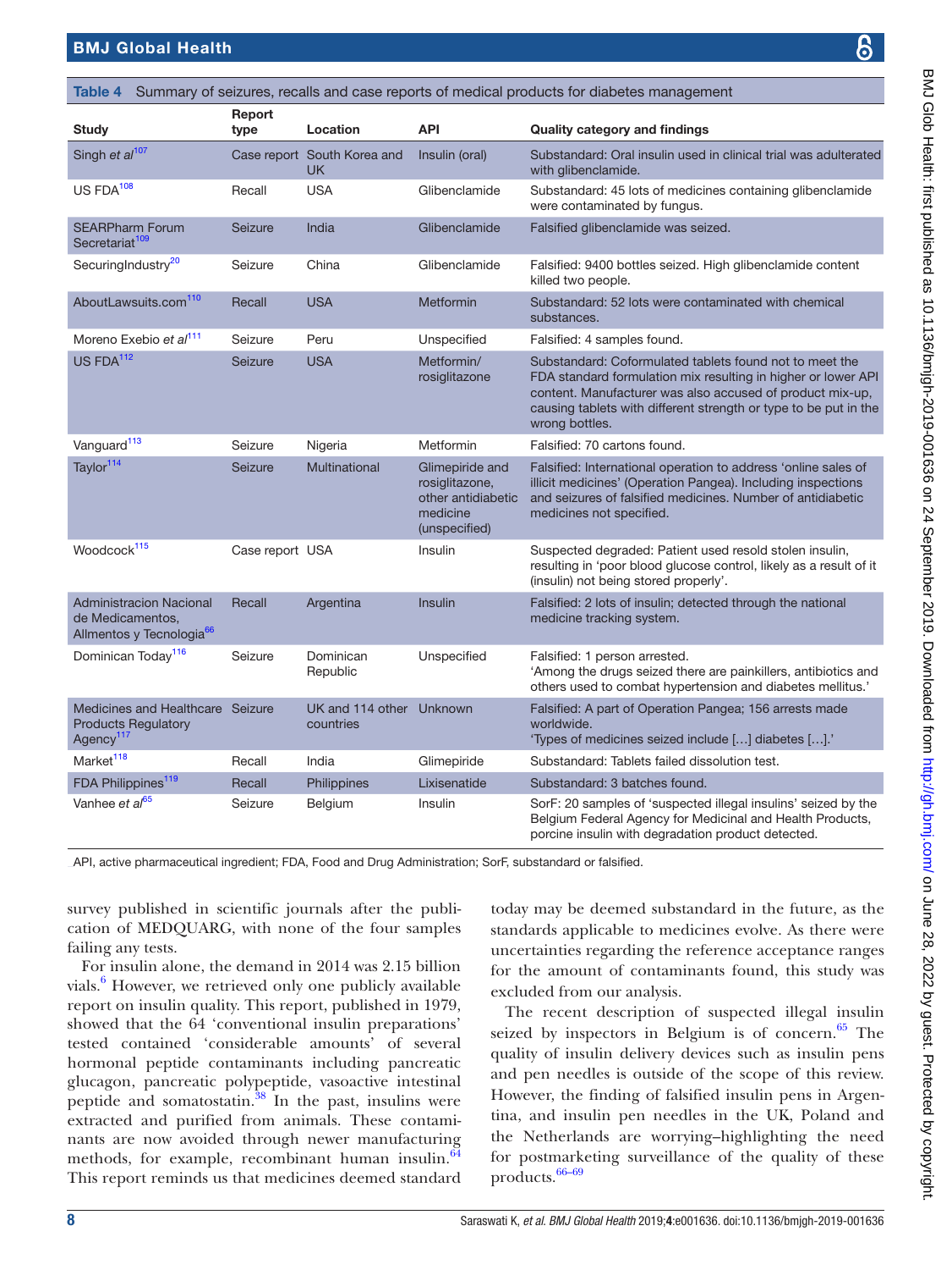**Table 4** Summary of seizures, recalls and case reports of medical products for diabetes management

| Study | Report type | Location | API | Quality category and findings |
|---|---|---|---|---|
| Singh *et al*[107] | Case report | South Korea and UK | Insulin (oral) | Substandard: Oral insulin used in clinical trial was adulterated with glibenclamide. |
| US FDA[108] | Recall | USA | Glibenclamide | Substandard: 45 lots of medicines containing glibenclamide were contaminated by fungus. |
| SEARPharm Forum Secretariat[109] | Seizure | India | Glibenclamide | Falsified glibenclamide was seized. |
| SecuringIndustry[20] | Seizure | China | Glibenclamide | Falsified: 9400 bottles seized. High glibenclamide content killed two people. |
| AboutLawsuits.com[110] | Recall | USA | Metformin | Substandard: 52 lots were contaminated with chemical substances. |
| Moreno Exebio *et al*[111] | Seizure | Peru | Unspecified | Falsified: 4 samples found. |
| US FDA[112] | Seizure | USA | Metformin/rosiglitazone | Substandard: Coformulated tablets found not to meet the FDA standard formulation mix resulting in higher or lower API content. Manufacturer was also accused of product mix-up, causing tablets with different strength or type to be put in the wrong bottles. |
| Vanguard[113] | Seizure | Nigeria | Metformin | Falsified: 70 cartons found. |
| Taylor[114] | Seizure | Multinational | Glimepiride and rosiglitazone, other antidiabetic medicine (unspecified) | Falsified: International operation to address 'online sales of illicit medicines' (Operation Pangea). Including inspections and seizures of falsified medicines. Number of antidiabetic medicines not specified. |
| Woodcock[115] | Case report | USA | Insulin | Suspected degraded: Patient used resold stolen insulin, resulting in 'poor blood glucose control, likely as a result of it (insulin) not being stored properly'. |
| Administracion Nacional de Medicamentos, Allmentos y Tecnologia[66] | Recall | Argentina | Insulin | Falsified: 2 lots of insulin; detected through the national medicine tracking system. |
| Dominican Today[116] | Seizure | Dominican Republic | Unspecified | Falsified: 1 person arrested. 'Among the drugs seized there are painkillers, antibiotics and others used to combat hypertension and diabetes mellitus.' |
| Medicines and Healthcare Products Regulatory Agency[117] | Seizure | UK and 114 other countries | Unknown | Falsified: A part of Operation Pangea; 156 arrests made worldwide. 'Types of medicines seized include […] diabetes […].' |
| Market[118] | Recall | India | Glimepiride | Substandard: Tablets failed dissolution test. |
| FDA Philippines[119] | Recall | Philippines | Lixisenatide | Substandard: 3 batches found. |
| Vanhee *et al*[65] | Seizure | Belgium | Insulin | SorF: 20 samples of 'suspected illegal insulins' seized by the Belgium Federal Agency for Medicinal and Health Products, porcine insulin with degradation product detected. |

API, active pharmaceutical ingredient; FDA, Food and Drug Administration; SorF, substandard or falsified.

survey published in scientific journals after the publication of MEDQUARG, with none of the four samples failing any tests.

For insulin alone, the demand in 2014 was 2.15 billion vials.[6] However, we retrieved only one publicly available report on insulin quality. This report, published in 1979, showed that the 64 'conventional insulin preparations' tested contained 'considerable amounts' of several hormonal peptide contaminants including pancreatic glucagon, pancreatic polypeptide, vasoactive intestinal peptide and somatostatin.[38] In the past, insulins were extracted and purified from animals. These contaminants are now avoided through newer manufacturing methods, for example, recombinant human insulin.[64] This report reminds us that medicines deemed standard today may be deemed substandard in the future, as the standards applicable to medicines evolve. As there were uncertainties regarding the reference acceptance ranges for the amount of contaminants found, this study was excluded from our analysis.

The recent description of suspected illegal insulin seized by inspectors in Belgium is of concern.[65] The quality of insulin delivery devices such as insulin pens and pen needles is outside of the scope of this review. However, the finding of falsified insulin pens in Argentina, and insulin pen needles in the UK, Poland and the Netherlands are worrying–highlighting the need for postmarketing surveillance of the quality of these products.[66–69]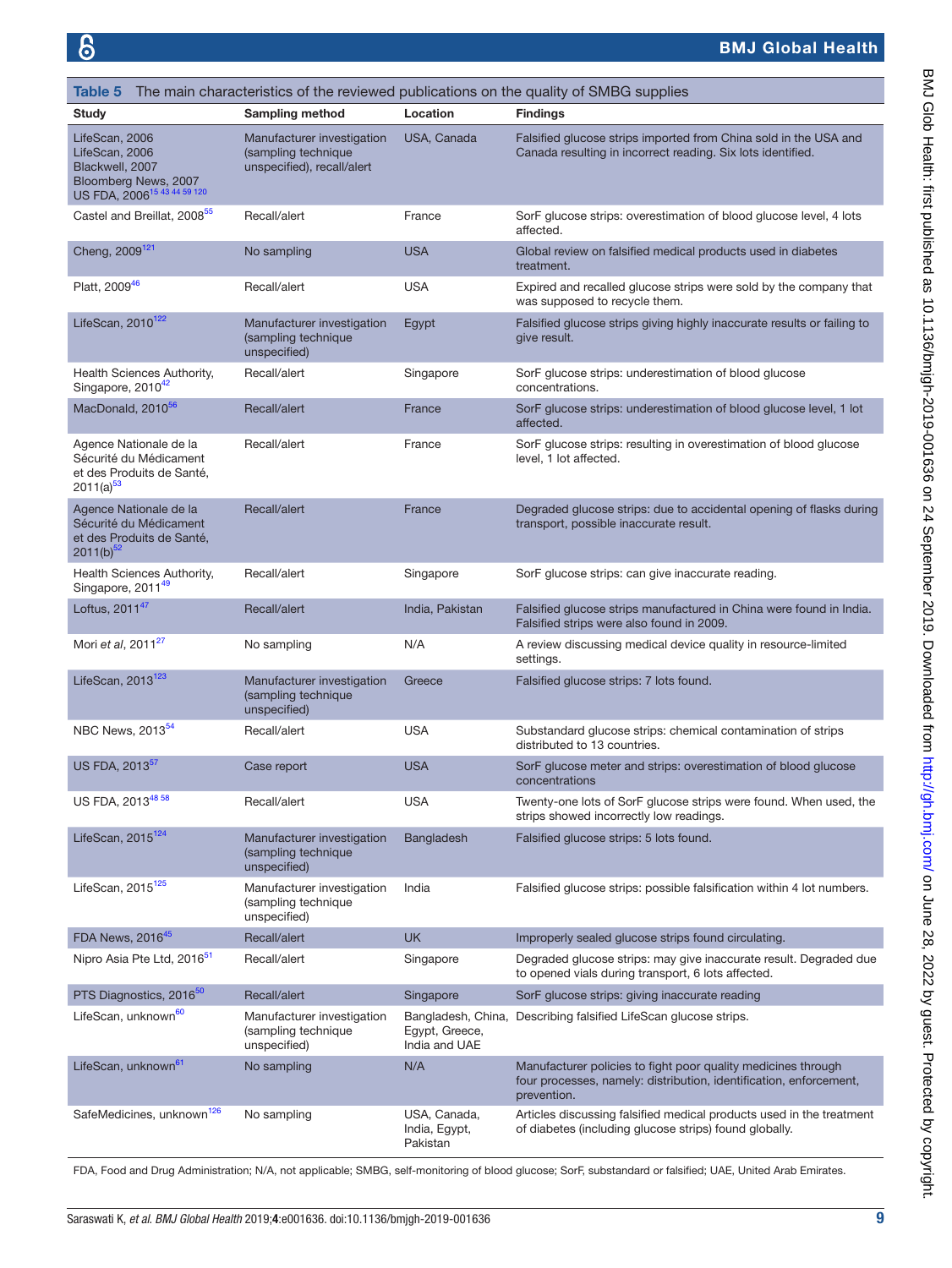**Table 5** The main characteristics of the reviewed publications on the quality of SMBG supplies

| Study | Sampling method | Location | Findings |
|---|---|---|---|
| LifeScan, 2006 LifeScan, 2006 Blackwell, 2007 Bloomberg News, 2007 US FDA, 2006[15 43 44 59 120] | Manufacturer investigation (sampling technique unspecified), recall/alert | USA, Canada | Falsified glucose strips imported from China sold in the USA and Canada resulting in incorrect reading. Six lots identified. |
| Castel and Breillat, 2008[55] | Recall/alert | France | SorF glucose strips: overestimation of blood glucose level, 4 lots affected. |
| Cheng, 2009[121] | No sampling | USA | Global review on falsified medical products used in diabetes treatment. |
| Platt, 2009[46] | Recall/alert | USA | Expired and recalled glucose strips were sold by the company that was supposed to recycle them. |
| LifeScan, 2010[122] | Manufacturer investigation (sampling technique unspecified) | Egypt | Falsified glucose strips giving highly inaccurate results or failing to give result. |
| Health Sciences Authority, Singapore, 2010[42] | Recall/alert | Singapore | SorF glucose strips: underestimation of blood glucose concentrations. |
| MacDonald, 2010[56] | Recall/alert | France | SorF glucose strips: underestimation of blood glucose level, 1 lot affected. |
| Agence Nationale de la Sécurité du Médicament et des Produits de Santé, 2011(a)[53] | Recall/alert | France | SorF glucose strips: resulting in overestimation of blood glucose level, 1 lot affected. |
| Agence Nationale de la Sécurité du Médicament et des Produits de Santé, 2011(b)[52] | Recall/alert | France | Degraded glucose strips: due to accidental opening of flasks during transport, possible inaccurate result. |
| Health Sciences Authority, Singapore, 2011[49] | Recall/alert | Singapore | SorF glucose strips: can give inaccurate reading. |
| Loftus, 2011[47] | Recall/alert | India, Pakistan | Falsified glucose strips manufactured in China were found in India. Falsified strips were also found in 2009. |
| Mori *et al*, 2011[27] | No sampling | N/A | A review discussing medical device quality in resource-limited settings. |
| LifeScan, 2013[123] | Manufacturer investigation (sampling technique unspecified) | Greece | Falsified glucose strips: 7 lots found. |
| NBC News, 2013[54] | Recall/alert | USA | Substandard glucose strips: chemical contamination of strips distributed to 13 countries. |
| US FDA, 2013[57] | Case report | USA | SorF glucose meter and strips: overestimation of blood glucose concentrations |
| US FDA, 2013[48 58] | Recall/alert | USA | Twenty-one lots of SorF glucose strips were found. When used, the strips showed incorrectly low readings. |
| LifeScan, 2015[124] | Manufacturer investigation (sampling technique unspecified) | Bangladesh | Falsified glucose strips: 5 lots found. |
| LifeScan, 2015[125] | Manufacturer investigation (sampling technique unspecified) | India | Falsified glucose strips: possible falsification within 4 lot numbers. |
| FDA News, 2016[45] | Recall/alert | UK | Improperly sealed glucose strips found circulating. |
| Nipro Asia Pte Ltd, 2016[51] | Recall/alert | Singapore | Degraded glucose strips: may give inaccurate result. Degraded due to opened vials during transport, 6 lots affected. |
| PTS Diagnostics, 2016[50] | Recall/alert | Singapore | SorF glucose strips: giving inaccurate reading |
| LifeScan, unknown[60] | Manufacturer investigation (sampling technique unspecified) | Bangladesh, China, Egypt, Greece, India and UAE | Describing falsified LifeScan glucose strips. |
| LifeScan, unknown[61] | No sampling | N/A | Manufacturer policies to fight poor quality medicines through four processes, namely: distribution, identification, enforcement, prevention. |
| SafeMedicines, unknown[126] | No sampling | USA, Canada, India, Egypt, Pakistan | Articles discussing falsified medical products used in the treatment of diabetes (including glucose strips) found globally. |

FDA, Food and Drug Administration; N/A, not applicable; SMBG, self-monitoring of blood glucose; SorF, substandard or falsified; UAE, United Arab Emirates.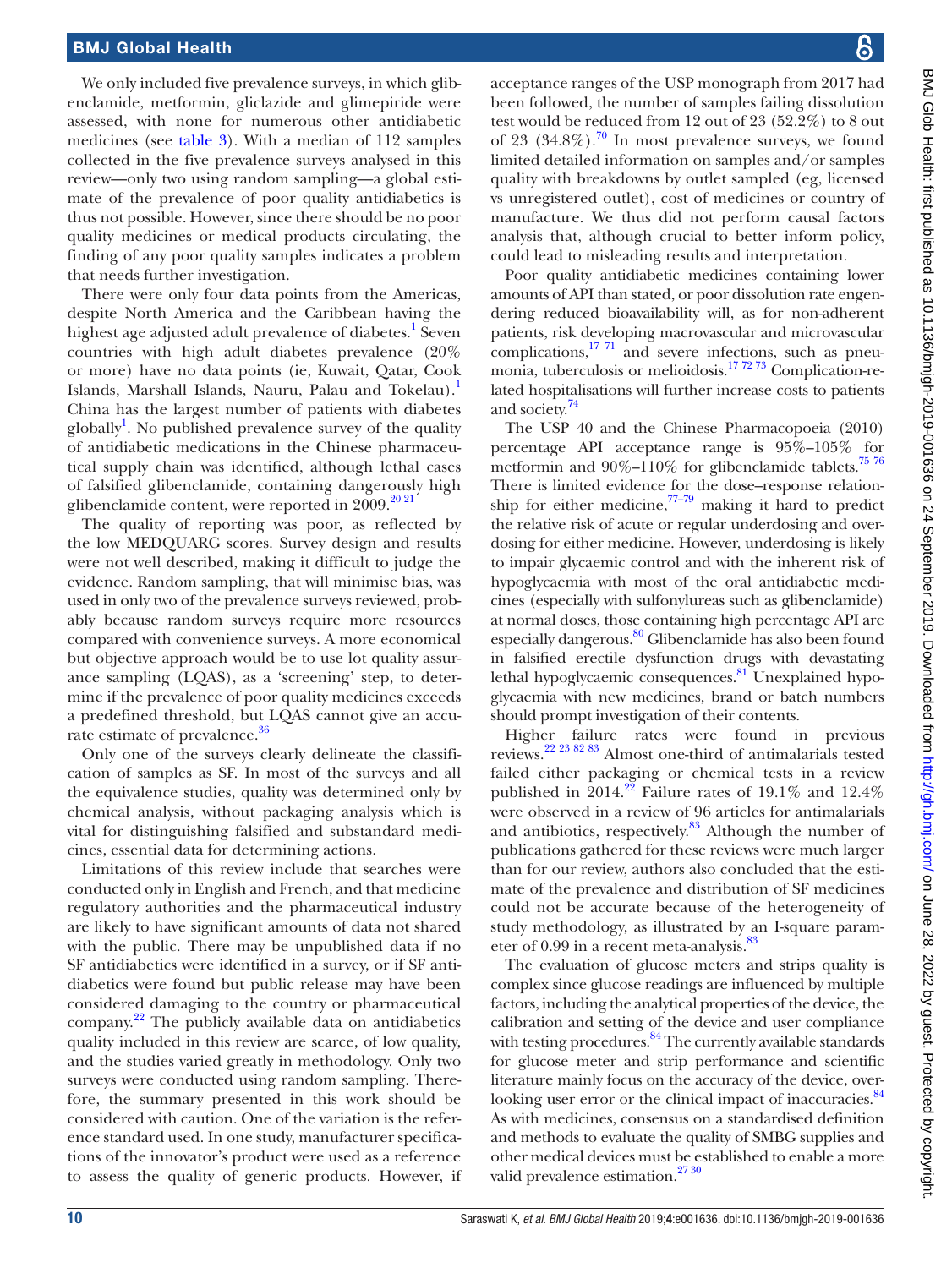We only included five prevalence surveys, in which glibenclamide, metformin, gliclazide and glimepiride were assessed, with none for numerous other antidiabetic medicines (see table 3). With a median of 112 samples collected in the five prevalence surveys analysed in this review—only two using random sampling—a global estimate of the prevalence of poor quality antidiabetics is thus not possible. However, since there should be no poor quality medicines or medical products circulating, the finding of any poor quality samples indicates a problem that needs further investigation.

There were only four data points from the Americas, despite North America and the Caribbean having the highest age adjusted adult prevalence of diabetes.[1] Seven countries with high adult diabetes prevalence (20% or more) have no data points (ie, Kuwait, Qatar, Cook Islands, Marshall Islands, Nauru, Palau and Tokelau).[1] China has the largest number of patients with diabetes globally[1]. No published prevalence survey of the quality of antidiabetic medications in the Chinese pharmaceutical supply chain was identified, although lethal cases of falsified glibenclamide, containing dangerously high glibenclamide content, were reported in 2009.[20 21]

The quality of reporting was poor, as reflected by the low MEDQUARG scores. Survey design and results were not well described, making it difficult to judge the evidence. Random sampling, that will minimise bias, was used in only two of the prevalence surveys reviewed, probably because random surveys require more resources compared with convenience surveys. A more economical but objective approach would be to use lot quality assurance sampling (LQAS), as a 'screening' step, to determine if the prevalence of poor quality medicines exceeds a predefined threshold, but LQAS cannot give an accurate estimate of prevalence.[36]

Only one of the surveys clearly delineate the classification of samples as SF. In most of the surveys and all the equivalence studies, quality was determined only by chemical analysis, without packaging analysis which is vital for distinguishing falsified and substandard medicines, essential data for determining actions.

Limitations of this review include that searches were conducted only in English and French, and that medicine regulatory authorities and the pharmaceutical industry are likely to have significant amounts of data not shared with the public. There may be unpublished data if no SF antidiabetics were identified in a survey, or if SF antidiabetics were found but public release may have been considered damaging to the country or pharmaceutical company.[22] The publicly available data on antidiabetics quality included in this review are scarce, of low quality, and the studies varied greatly in methodology. Only two surveys were conducted using random sampling. Therefore, the summary presented in this work should be considered with caution. One of the variation is the reference standard used. In one study, manufacturer specifications of the innovator's product were used as a reference to assess the quality of generic products. However, if acceptance ranges of the USP monograph from 2017 had been followed, the number of samples failing dissolution test would be reduced from 12 out of 23 (52.2%) to 8 out of 23 (34.8%).[70] In most prevalence surveys, we found limited detailed information on samples and/or samples quality with breakdowns by outlet sampled (eg, licensed vs unregistered outlet), cost of medicines or country of manufacture. We thus did not perform causal factors analysis that, although crucial to better inform policy, could lead to misleading results and interpretation.

Poor quality antidiabetic medicines containing lower amounts of API than stated, or poor dissolution rate engendering reduced bioavailability will, as for non-adherent patients, risk developing macrovascular and microvascular complications,[17 71] and severe infections, such as pneumonia, tuberculosis or melioidosis.[17 72 73] Complication-related hospitalisations will further increase costs to patients and society.[74]

The USP 40 and the Chinese Pharmacopoeia (2010) percentage API acceptance range is 95%–105% for metformin and 90%–110% for glibenclamide tablets.[75 76] There is limited evidence for the dose–response relationship for either medicine,[77–79] making it hard to predict the relative risk of acute or regular underdosing and overdosing for either medicine. However, underdosing is likely to impair glycaemic control and with the inherent risk of hypoglycaemia with most of the oral antidiabetic medicines (especially with sulfonylureas such as glibenclamide) at normal doses, those containing high percentage API are especially dangerous.[80] Glibenclamide has also been found in falsified erectile dysfunction drugs with devastating lethal hypoglycaemic consequences.[81] Unexplained hypoglycaemia with new medicines, brand or batch numbers should prompt investigation of their contents.

Higher failure rates were found in previous reviews.[22 23 82 83] Almost one-third of antimalarials tested failed either packaging or chemical tests in a review published in 2014.[22] Failure rates of 19.1% and 12.4% were observed in a review of 96 articles for antimalarials and antibiotics, respectively.[83] Although the number of publications gathered for these reviews were much larger than for our review, authors also concluded that the estimate of the prevalence and distribution of SF medicines could not be accurate because of the heterogeneity of study methodology, as illustrated by an I-square parameter of 0.99 in a recent meta-analysis.[83]

The evaluation of glucose meters and strips quality is complex since glucose readings are influenced by multiple factors, including the analytical properties of the device, the calibration and setting of the device and user compliance with testing procedures.[84] The currently available standards for glucose meter and strip performance and scientific literature mainly focus on the accuracy of the device, overlooking user error or the clinical impact of inaccuracies.[84] As with medicines, consensus on a standardised definition and methods to evaluate the quality of SMBG supplies and other medical devices must be established to enable a more valid prevalence estimation.[27 30]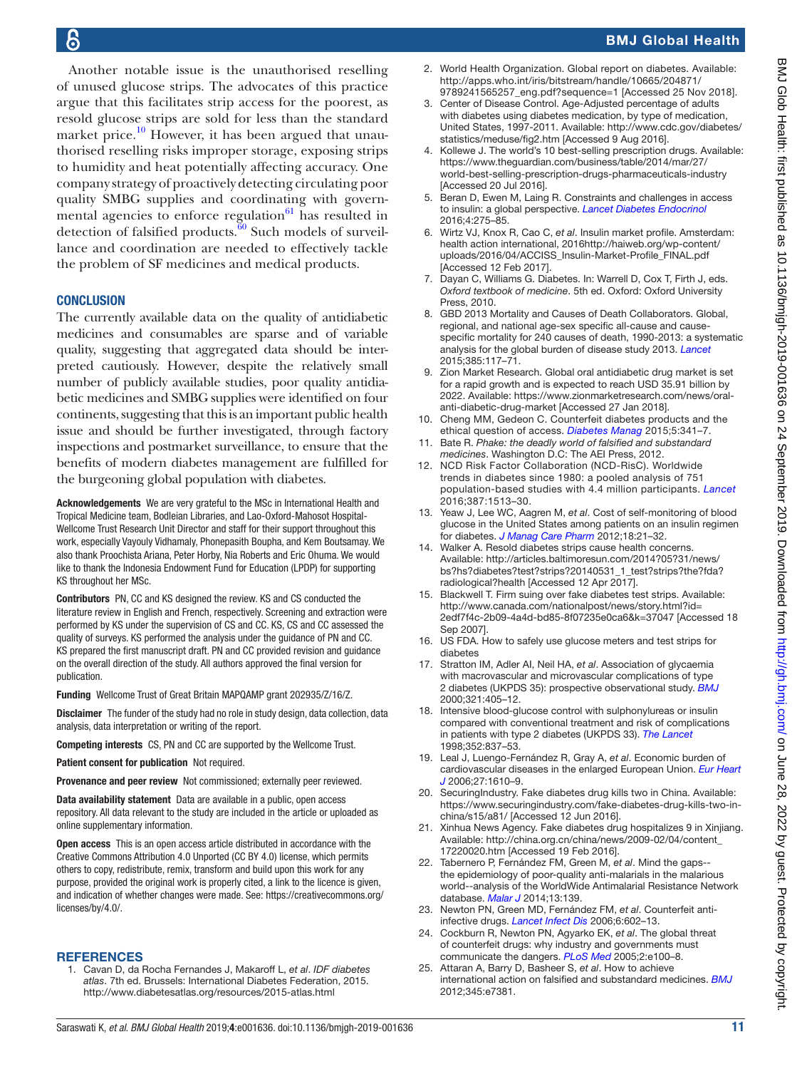Another notable issue is the unauthorised reselling of unused glucose strips. The advocates of this practice argue that this facilitates strip access for the poorest, as resold glucose strips are sold for less than the standard market price.[10] However, it has been argued that unauthorised reselling risks improper storage, exposing strips to humidity and heat potentially affecting accuracy. One company strategy of proactively detecting circulating poor quality SMBG supplies and coordinating with governmental agencies to enforce regulation[61] has resulted in detection of falsified products.[60] Such models of surveillance and coordination are needed to effectively tackle the problem of SF medicines and medical products.

## CONCLUSION

The currently available data on the quality of antidiabetic medicines and consumables are sparse and of variable quality, suggesting that aggregated data should be interpreted cautiously. However, despite the relatively small number of publicly available studies, poor quality antidiabetic medicines and SMBG supplies were identified on four continents, suggesting that this is an important public health issue and should be further investigated, through factory inspections and postmarket surveillance, to ensure that the benefits of modern diabetes management are fulfilled for the burgeoning global population with diabetes.

**Acknowledgements** We are very grateful to the MSc in International Health and Tropical Medicine team, Bodleian Libraries, and Lao-Oxford-Mahosot Hospital-Wellcome Trust Research Unit Director and staff for their support throughout this work, especially Vayouly Vidhamaly, Phonepasith Boupha, and Kem Boutsamay. We also thank Proochista Ariana, Peter Horby, Nia Roberts and Eric Ohuma. We would like to thank the Indonesia Endowment Fund for Education (LPDP) for supporting KS throughout her MSc.

**Contributors** PN, CC and KS designed the review. KS and CS conducted the literature review in English and French, respectively. Screening and extraction were performed by KS under the supervision of CS and CC. KS, CS and CC assessed the quality of surveys. KS performed the analysis under the guidance of PN and CC. KS prepared the first manuscript draft. PN and CC provided revision and guidance on the overall direction of the study. All authors approved the final version for publication.

**Funding** Wellcome Trust of Great Britain MAPQAMP grant 202935/Z/16/Z.

**Disclaimer** The funder of the study had no role in study design, data collection, data analysis, data interpretation or writing of the report.

**Competing interests** CS, PN and CC are supported by the Wellcome Trust.

**Patient consent for publication** Not required.

**Provenance and peer review** Not commissioned; externally peer reviewed.

**Data availability statement** Data are available in a public, open access repository. All data relevant to the study are included in the article or uploaded as online supplementary information.

**Open access** This is an open access article distributed in accordance with the Creative Commons Attribution 4.0 Unported (CC BY 4.0) license, which permits others to copy, redistribute, remix, transform and build upon this work for any purpose, provided the original work is properly cited, a link to the licence is given, and indication of whether changes were made. See: https://creativecommons.org/licenses/by/4.0/.

## REFERENCES

1. Cavan D, da Rocha Fernandes J, Makaroff L, *et al*. *IDF diabetes atlas*. 7th ed. Brussels: International Diabetes Federation, 2015. http://www.diabetesatlas.org/resources/2015-atlas.html
2. World Health Organization. Global report on diabetes. Available: http://apps.who.int/iris/bitstream/handle/10665/204871/9789241565257_eng.pdf?sequence=1 [Accessed 25 Nov 2018].
3. Center of Disease Control. Age-Adjusted percentage of adults with diabetes using diabetes medication, by type of medication, United States, 1997-2011. Available: http://www.cdc.gov/diabetes/statistics/meduse/fig2.htm [Accessed 9 Aug 2016].
4. Kollewe J. The world's 10 best-selling prescription drugs. Available: https://www.theguardian.com/business/table/2014/mar/27/world-best-selling-prescription-drugs-pharmaceuticals-industry [Accessed 20 Jul 2016].
5. Beran D, Ewen M, Laing R. Constraints and challenges in access to insulin: a global perspective. *Lancet Diabetes Endocrinol* 2016;4:275–85.
6. Wirtz VJ, Knox R, Cao C, *et al*. Insulin market profile. Amsterdam: health action international, 2016http://haiweb.org/wp-content/uploads/2016/04/ACCISS_Insulin-Market-Profile_FINAL.pdf [Accessed 12 Feb 2017].
7. Dayan C, Williams G. Diabetes. In: Warrell D, Cox T, Firth J, eds. *Oxford textbook of medicine*. 5th ed. Oxford: Oxford University Press, 2010.
8. GBD 2013 Mortality and Causes of Death Collaborators. Global, regional, and national age-sex specific all-cause and cause-specific mortality for 240 causes of death, 1990-2013: a systematic analysis for the global burden of disease study 2013. *Lancet* 2015;385:117–71.
9. Zion Market Research. Global oral antidiabetic drug market is set for a rapid growth and is expected to reach USD 35.91 billion by 2022. Available: https://www.zionmarketresearch.com/news/oral-anti-diabetic-drug-market [Accessed 27 Jan 2018].
10. Cheng MM, Gedeon C. Counterfeit diabetes products and the ethical question of access. *Diabetes Manag* 2015;5:341–7.
11. Bate R. *Phake: the deadly world of falsified and substandard medicines*. Washington D.C: The AEI Press, 2012.
12. NCD Risk Factor Collaboration (NCD-RisC). Worldwide trends in diabetes since 1980: a pooled analysis of 751 population-based studies with 4.4 million participants. *Lancet* 2016;387:1513–30.
13. Yeaw J, Lee WC, Aagren M, *et al*. Cost of self-monitoring of blood glucose in the United States among patients on an insulin regimen for diabetes. *J Manag Care Pharm* 2012;18:21–32.
14. Walker A. Resold diabetes strips cause health concerns. Available: http://articles.baltimoresun.com/2014?05?31/news/bs?hs?diabetes?test?strips?20140531_1_test?strips?the?fda?radiological?health [Accessed 12 Apr 2017].
15. Blackwell T. Firm suing over fake diabetes test strips. Available: http://www.canada.com/nationalpost/news/story.html?id=2edf7f4c-2b09-4a4d-bd85-8f07235e0ca6&k=37047 [Accessed 18 Sep 2007].
16. US FDA. How to safely use glucose meters and test strips for diabetes
17. Stratton IM, Adler AI, Neil HA, *et al*. Association of glycaemia with macrovascular and microvascular complications of type 2 diabetes (UKPDS 35): prospective observational study. *BMJ* 2000;321:405–12.
18. Intensive blood-glucose control with sulphonylureas or insulin compared with conventional treatment and risk of complications in patients with type 2 diabetes (UKPDS 33). *The Lancet* 1998;352:837–53.
19. Leal J, Luengo-Fernández R, Gray A, *et al*. Economic burden of cardiovascular diseases in the enlarged European Union. *Eur Heart J* 2006;27:1610–9.
20. SecuringIndustry. Fake diabetes drug kills two in China. Available: https://www.securingindustry.com/fake-diabetes-drug-kills-two-in-china/s15/a81/ [Accessed 12 Jun 2016].
21. Xinhua News Agency. Fake diabetes drug hospitalizes 9 in Xinjiang. Available: http://china.org.cn/china/news/2009-02/04/content_17220020.htm [Accessed 19 Feb 2016].
22. Tabernero P, Fernández FM, Green M, *et al*. Mind the gaps--the epidemiology of poor-quality anti-malarials in the malarious world--analysis of the WorldWide Antimalarial Resistance Network database. *Malar J* 2014;13:139.
23. Newton PN, Green MD, Fernández FM, *et al*. Counterfeit anti-infective drugs. *Lancet Infect Dis* 2006;6:602–13.
24. Cockburn R, Newton PN, Agyarko EK, *et al*. The global threat of counterfeit drugs: why industry and governments must communicate the dangers. *PLoS Med* 2005;2:e100–8.
25. Attaran A, Barry D, Basheer S, *et al*. How to achieve international action on falsified and substandard medicines. *BMJ* 2012;345:e7381.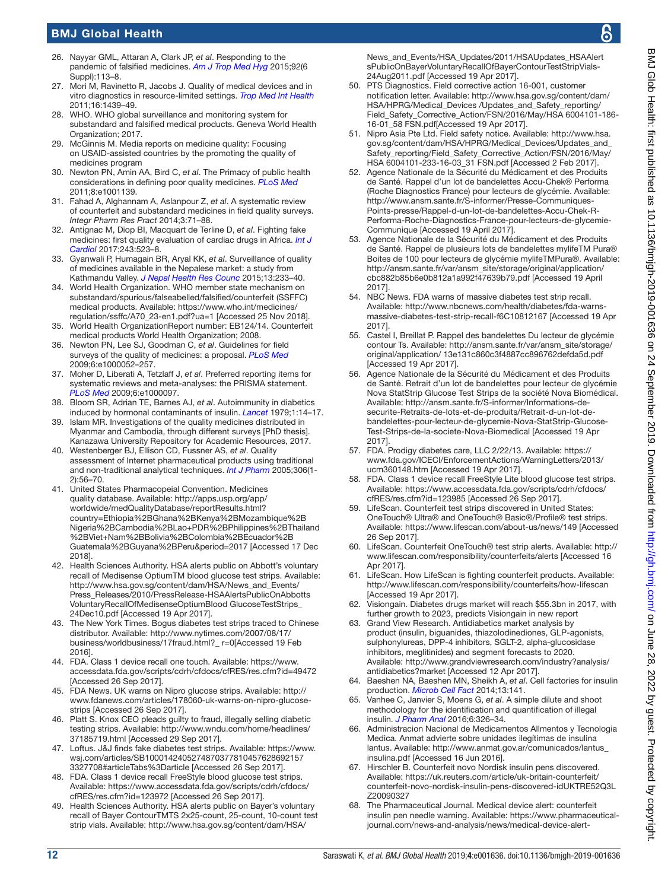26. Nayyar GML, Attaran A, Clark JP, *et al*. Responding to the pandemic of falsified medicines. *Am J Trop Med Hyg* 2015;92(6 Suppl):113–8.
27. Mori M, Ravinetto R, Jacobs J. Quality of medical devices and in vitro diagnostics in resource-limited settings. *Trop Med Int Health* 2011;16:1439–49.
28. WHO. WHO global surveillance and monitoring system for substandard and falsified medical products. Geneva World Health Organization; 2017.
29. McGinnis M. Media reports on medicine quality: Focusing on USAID-assisted countries by the promoting the quality of medicines program
30. Newton PN, Amin AA, Bird C, *et al*. The Primacy of public health considerations in defining poor quality medicines. *PLoS Med* 2011;8:e1001139.
31. Fahad A, Alghannam A, Aslanpour Z, *et al*. A systematic review of counterfeit and substandard medicines in field quality surveys. *Integr Pharm Res Pract* 2014;3:71–88.
32. Antignac M, Diop BI, Macquart de Terline D, *et al*. Fighting fake medicines: first quality evaluation of cardiac drugs in Africa. *Int J Cardiol* 2017;243:523–8.
33. Gyanwali P, Humagain BR, Aryal KK, *et al*. Surveillance of quality of medicines available in the Nepalese market: a study from Kathmandu Valley. *J Nepal Health Res Counc* 2015;13:233–40.
34. World Health Organization. WHO member state mechanism on substandard/spurious/falselabelled/falsified/counterfeit (SSFFC) medical products. Available: https://www.who.int/medicines/regulation/ssffc/A70_23-en1.pdf?ua=1 [Accessed 25 Nov 2018].
35. World Health OrganizationReport number: EB124/14. Counterfeit medical products World Health Organization; 2008.
36. Newton PN, Lee SJ, Goodman C, *et al*. Guidelines for field surveys of the quality of medicines: a proposal. *PLoS Med* 2009;6:e1000052–257.
37. Moher D, Liberati A, Tetzlaff J, *et al*. Preferred reporting items for systematic reviews and meta-analyses: the PRISMA statement. *PLoS Med* 2009;6:e1000097.
38. Bloom SR, Adrian TE, Barnes AJ, *et al*. Autoimmunity in diabetics induced by hormonal contaminants of insulin. *Lancet* 1979;1:14–17.
39. Islam MR. Investigations of the quality medicines distributed in Myanmar and Cambodia, through different surveys [PhD thesis]. Kanazawa University Repository for Academic Resources, 2017.
40. Westenberger BJ, Ellison CD, Fussner AS, *et al*. Quality assessment of Internet pharmaceutical products using traditional and non-traditional analytical techniques. *Int J Pharm* 2005;306(1-2):56–70.
41. United States Pharmacopeial Convention. Medicines quality database. Available: http://apps.usp.org/app/worldwide/medQualityDatabase/reportResults.html?country=Ethiopia%2BGhana%2BKenya%2BMozambique%2BNigeria%2BCambodia%2BLao+PDR%2BPhilippines%2BThailand%2BViet+Nam%2BBolivia%2BColombia%2BEcuador%2BGuatemala%2BGuyana%2BPeru&period=2017 [Accessed 17 Dec 2018].
42. Health Sciences Authority. HSA alerts public on Abbott's voluntary recall of Medisense OptiumTM blood glucose test strips. Available: http://www.hsa.gov.sg/content/dam/HSA/News_and_Events/Press_Releases/2010/PressRelease-HSAAlertsPublicOnAbbotts VoluntaryRecallOfMedisenseOptiumBlood GlucoseTestStrips_24Dec10.pdf [Accessed 19 Apr 2017].
43. The New York Times. Bogus diabetes test strips traced to Chinese distributor. Available: http://www.nytimes.com/2007/08/17/business/worldbusiness/17fraud.html?_ r=0[Accessed 19 Feb 2016].
44. FDA. Class 1 device recall one touch. Available: https://www.accessdata.fda.gov/scripts/cdrh/cfdocs/cfRES/res.cfm?id=49472 [Accessed 26 Sep 2017].
45. FDA News. UK warns on Nipro glucose strips. Available: http://www.fdanews.com/articles/178060-uk-warns-on-nipro-glucose-strips [Accessed 26 Sep 2017].
46. Platt S. Knox CEO pleads guilty to fraud, illegally selling diabetic testing strips. Available: http://www.wndu.com/home/headlines/37185719.html [Accessed 29 Sep 2017].
47. Loftus. J&J finds fake diabetes test strips. Available: https://www.wsj.com/articles/SB10001424052748703778104576286921573327708#articleTabs%3Darticle [Accessed 26 Sep 2017].
48. FDA. Class 1 device recall FreeStyle blood glucose test strips. Available: https://www.accessdata.fda.gov/scripts/cdrh/cfdocs/cfRES/res.cfm?id=123972 [Accessed 26 Sep 2017].
49. Health Sciences Authority. HSA alerts public on Bayer's voluntary recall of Bayer ContourTMTS 2x25-count, 25-count, 10-count test strip vials. Available: http://www.hsa.gov.sg/content/dam/HSA/News_and_Events/HSA_Updates/2011/HSAUpdates_HSAAlertsPublicOnBayerVoluntaryRecallOfBayerContourTestStripVials-24Aug2011.pdf [Accessed 19 Apr 2017].
50. PTS Diagnostics. Field corrective action 16-001, customer notification letter. Available: http://www.hsa.gov.sg/content/dam/HSA/HPRG/Medical_Devices /Updates_and_Safety_reporting/Field_Safety_Corrective_Action/FSN/2016/May/HSA 6004101-186-16-01_58 FSN.pdf[Accessed 19 Apr 2017].
51. Nipro Asia Pte Ltd. Field safety notice. Available: http://www.hsa.gov.sg/content/dam/HSA/HPRG/Medical_Devices/Updates_and_Safety_reporting/Field_Safety_Corrective_Action/FSN/2016/May/HSA 6004101-233-16-03_31 FSN.pdf [Accessed 2 Feb 2017].
52. Agence Nationale de la Sécurité du Médicament et des Produits de Santé. Rappel d'un lot de bandelettes Accu-Chek® Performa (Roche Diagnostics France) pour lecteurs de glycémie. Available: http://www.ansm.sante.fr/S-informer/Presse-Communiques-Points-presse/Rappel-d-un-lot-de-bandelettes-Accu-Chek-R-Performa-Roche-Diagnostics-France-pour-lecteurs-de-glycemie-Communique [Accessed 19 April 2017].
53. Agence Nationale de la Sécurité du Médicament et des Produits de Santé. Rappel de plusieurs lots de bandelettes mylifeTM Pura® Boites de 100 pour lecteurs de glycémie mylifeTMPura®. Available: http://ansm.sante.fr/var/ansm_site/storage/original/application/cbc882b85b6e0b812a1a992f47639b79.pdf [Accessed 19 April 2017].
54. NBC News. FDA warns of massive diabetes test strip recall. Available: http://www.nbcnews.com/health/diabetes/fda-warns-massive-diabetes-test-strip-recall-f6C10812167 [Accessed 19 Apr 2017].
55. Castel I, Breillat P. Rappel des bandelettes Du lecteur de glycémie contour Ts. Available: http://ansm.sante.fr/var/ansm_site/storage/original/application/ 13e131c860c3f4887cc896762defda5d.pdf [Accessed 19 Apr 2017].
56. Agence Nationale de la Sécurité du Médicament et des Produits de Santé. Retrait d'un lot de bandelettes pour lecteur de glycémie Nova StatStrip Glucose Test Strips de la société Nova Biomédical. Available: http://ansm.sante.fr/S-informer/Informations-de-securite-Retraits-de-lots-et-de-produits/Retrait-d-un-lot-de-bandelettes-pour-lecteur-de-glycemie-Nova-StatStrip-Glucose-Test-Strips-de-la-societe-Nova-Biomedical [Accessed 19 Apr 2017].
57. FDA. Prodigy diabetes care, LLC 2/22/13. Available: https://www.fda.gov/ICECI/EnforcementActions/WarningLetters/2013/ucm360148.htm [Accessed 19 Apr 2017].
58. FDA. Class 1 device recall FreeStyle Lite blood glucose test strips. Available: https://www.accessdata.fda.gov/scripts/cdrh/cfdocs/cfRES/res.cfm?id=123985 [Accessed 26 Sep 2017].
59. LifeScan. Counterfeit test strips discovered in United States: OneTouch® Ultra® and OneTouch® Basic®/Profile® test strips. Available: https://www.lifescan.com/about-us/news/149 [Accessed 26 Sep 2017].
60. LifeScan. Counterfeit OneTouch® test strip alerts. Available: http://www.lifescan.com/responsibility/counterfeits/alerts [Accessed 16 Apr 2017].
61. LifeScan. How LifeScan is fighting counterfeit products. Available: http://www.lifescan.com/responsibility/counterfeits/how-lifescan [Accessed 19 Apr 2017].
62. Visiongain. Diabetes drugs market will reach $55.3bn in 2017, with further growth to 2023, predicts Visiongain in new report
63. Grand View Research. Antidiabetics market analysis by product (insulin, biguanides, thiazolodinediones, GLP-agonists, sulphonylureas, DPP-4 inhibitors, SGLT-2, alpha-glucosidase inhibitors, meglitinides) and segment forecasts to 2020. Available: http://www.grandviewresearch.com/industry?analysis/antidiabetics?market [Accessed 12 Apr 2017].
64. Baeshen NA, Baeshen MN, Sheikh A, *et al*. Cell factories for insulin production. *Microb Cell Fact* 2014;13:141.
65. Vanhee C, Janvier S, Moens G, *et al*. A simple dilute and shoot methodology for the identification and quantification of illegal insulin. *J Pharm Anal* 2016;6:326–34.
66. Administracion Nacional de Medicamentos Allmentos y Tecnologia Medica. Anmat advierte sobre unidades ilegítimas de insulina lantus. Available: http://www.anmat.gov.ar/comunicados/lantus_insulina.pdf [Accessed 16 Jun 2016].
67. Hirschler B. Counterfeit novo Nordisk insulin pens discovered. Available: https://uk.reuters.com/article/uk-britain-counterfeit/counterfeit-novo-nordisk-insulin-pens-discovered-idUKTRE52Q3LZ20090327
68. The Pharmaceutical Journal. Medical device alert: counterfeit insulin pen needle warning. Available: https://www.pharmaceutical-journal.com/news-and-analysis/news/medical-device-alert-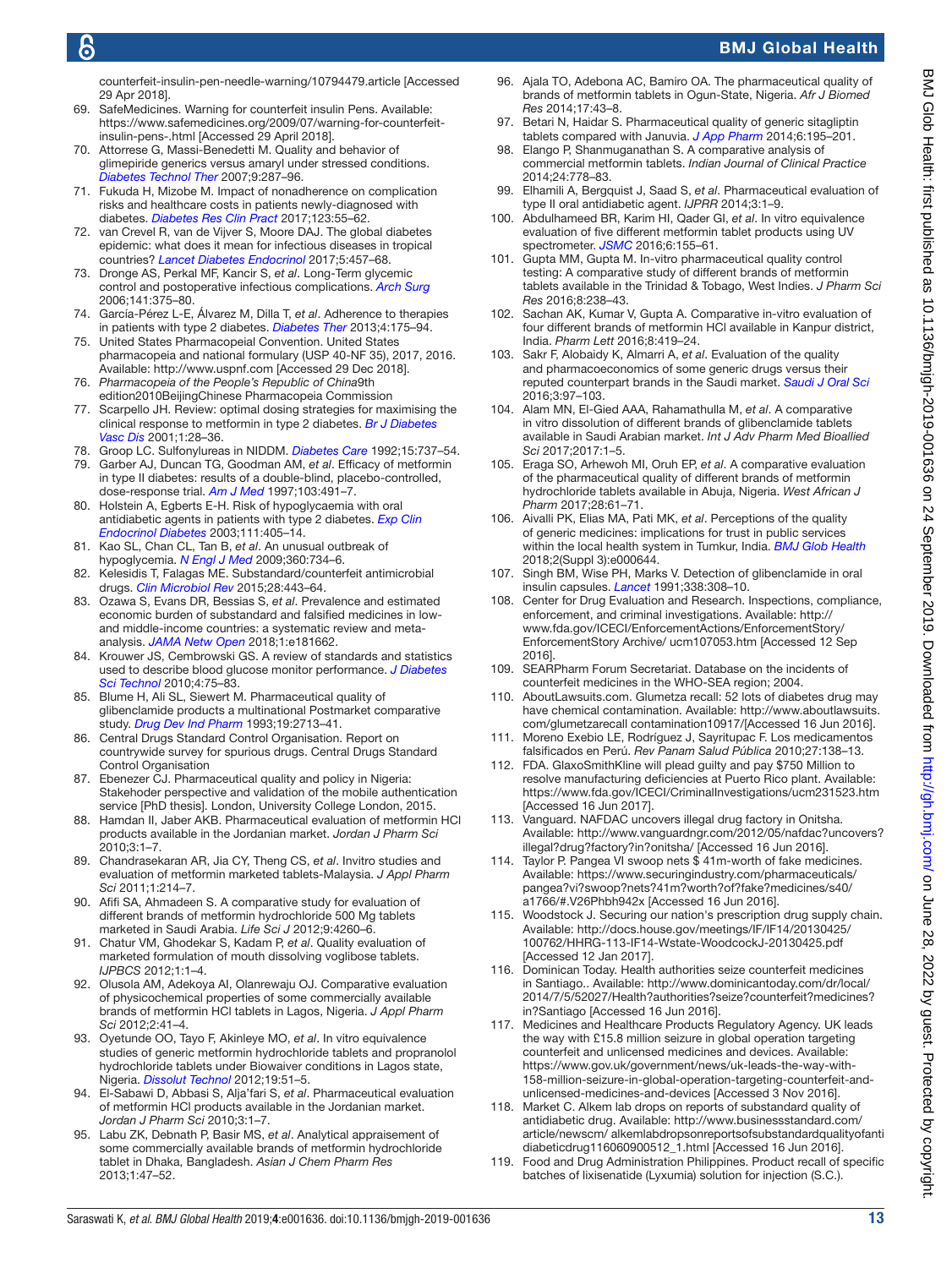counterfeit-insulin-pen-needle-warning/10794479.article [Accessed 29 Apr 2018].

69. SafeMedicines. Warning for counterfeit insulin Pens. Available: https://www.safemedicines.org/2009/07/warning-for-counterfeit-insulin-pens-.html [Accessed 29 April 2018].
70. Attorrese G, Massi-Benedetti M. Quality and behavior of glimepiride generics versus amaryl under stressed conditions. *Diabetes Technol Ther* 2007;9:287–96.
71. Fukuda H, Mizobe M. Impact of nonadherence on complication risks and healthcare costs in patients newly-diagnosed with diabetes. *Diabetes Res Clin Pract* 2017;123:55–62.
72. van Crevel R, van de Vijver S, Moore DAJ. The global diabetes epidemic: what does it mean for infectious diseases in tropical countries? *Lancet Diabetes Endocrinol* 2017;5:457–68.
73. Dronge AS, Perkal MF, Kancir S, *et al*. Long-Term glycemic control and postoperative infectious complications. *Arch Surg* 2006;141:375–80.
74. García-Pérez L-E, Álvarez M, Dilla T, *et al*. Adherence to therapies in patients with type 2 diabetes. *Diabetes Ther* 2013;4:175–94.
75. United States Pharmacopeial Convention. United States pharmacopeia and national formulary (USP 40-NF 35), 2017, 2016. Available: http://www.uspnf.com [Accessed 29 Dec 2018].
76. *Pharmacopeia of the People's Republic of China*9th edition2010BeijingChinese Pharmacopeia Commission
77. Scarpello JH. Review: optimal dosing strategies for maximising the clinical response to metformin in type 2 diabetes. *Br J Diabetes Vasc Dis* 2001;1:28–36.
78. Groop LC. Sulfonylureas in NIDDM. *Diabetes Care* 1992;15:737–54.
79. Garber AJ, Duncan TG, Goodman AM, *et al*. Efficacy of metformin in type II diabetes: results of a double-blind, placebo-controlled, dose-response trial. *Am J Med* 1997;103:491–7.
80. Holstein A, Egberts E-H. Risk of hypoglycaemia with oral antidiabetic agents in patients with type 2 diabetes. *Exp Clin Endocrinol Diabetes* 2003;111:405–14.
81. Kao SL, Chan CL, Tan B, *et al*. An unusual outbreak of hypoglycemia. *N Engl J Med* 2009;360:734–6.
82. Kelesidis T, Falagas ME. Substandard/counterfeit antimicrobial drugs. *Clin Microbiol Rev* 2015;28:443–64.
83. Ozawa S, Evans DR, Bessias S, *et al*. Prevalence and estimated economic burden of substandard and falsified medicines in low- and middle-income countries: a systematic review and meta-analysis. *JAMA Netw Open* 2018;1:e181662.
84. Krouwer JS, Cembrowski GS. A review of standards and statistics used to describe blood glucose monitor performance. *J Diabetes Sci Technol* 2010;4:75–83.
85. Blume H, Ali SL, Siewert M. Pharmaceutical quality of glibenclamide products a multinational Postmarket comparative study. *Drug Dev Ind Pharm* 1993;19:2713–41.
86. Central Drugs Standard Control Organisation. Report on countrywide survey for spurious drugs. Central Drugs Standard Control Organisation
87. Ebenezer CJ. Pharmaceutical quality and policy in Nigeria: Stakehoder perspective and validation of the mobile authentication service [PhD thesis]. London, University College London, 2015.
88. Hamdan II, Jaber AKB. Pharmaceutical evaluation of metformin HCl products available in the Jordanian market. *Jordan J Pharm Sci* 2010;3:1–7.
89. Chandrasekaran AR, Jia CY, Theng CS, *et al*. Invitro studies and evaluation of metformin marketed tablets-Malaysia. *J Appl Pharm Sci* 2011;1:214–7.
90. Afifi SA, Ahmadeen S. A comparative study for evaluation of different brands of metformin hydrochloride 500 Mg tablets marketed in Saudi Arabia. *Life Sci J* 2012;9:4260–6.
91. Chatur VM, Ghodekar S, Kadam P, *et al*. Quality evaluation of marketed formulation of mouth dissolving voglibose tablets. *IJPBCS* 2012;1:1–4.
92. Olusola AM, Adekoya AI, Olanrewaju OJ. Comparative evaluation of physicochemical properties of some commercially available brands of metformin HCl tablets in Lagos, Nigeria. *J Appl Pharm Sci* 2012;2:41–4.
93. Oyetunde OO, Tayo F, Akinleye MO, *et al*. In vitro equivalence studies of generic metformin hydrochloride tablets and propranolol hydrochloride tablets under Biowaiver conditions in Lagos state, Nigeria. *Dissolut Technol* 2012;19:51–5.
94. El-Sabawi D, Abbasi S, Alja'fari S, *et al*. Pharmaceutical evaluation of metformin HCl products available in the Jordanian market. *Jordan J Pharm Sci* 2010;3:1–7.
95. Labu ZK, Debnath P, Basir MS, *et al*. Analytical appraisement of some commercially available brands of metformin hydrochloride tablet in Dhaka, Bangladesh. *Asian J Chem Pharm Res* 2013;1:47–52.
96. Ajala TO, Adebona AC, Bamiro OA. The pharmaceutical quality of brands of metformin tablets in Ogun-State, Nigeria. *Afr J Biomed Res* 2014;17:43–8.
97. Betari N, Haidar S. Pharmaceutical quality of generic sitagliptin tablets compared with Januvia. *J App Pharm* 2014;6:195–201.
98. Elango P, Shanmuganathan S. A comparative analysis of commercial metformin tablets. *Indian Journal of Clinical Practice* 2014;24:778–83.
99. Elhamili A, Bergquist J, Saad S, *et al*. Pharmaceutical evaluation of type II oral antidiabetic agent. *IJPRR* 2014;3:1–9.
100. Abdulhameed BR, Karim HI, Qader GI, *et al*. In vitro equivalence evaluation of five different metformin tablet products using UV spectrometer. *JSMC* 2016;6:155–61.
101. Gupta MM, Gupta M. In-vitro pharmaceutical quality control testing: A comparative study of different brands of metformin tablets available in the Trinidad & Tobago, West Indies. *J Pharm Sci Res* 2016;8:238–43.
102. Sachan AK, Kumar V, Gupta A. Comparative in-vitro evaluation of four different brands of metformin HCl available in Kanpur district, India. *Pharm Lett* 2016;8:419–24.
103. Sakr F, Alobaidy K, Almarri A, *et al*. Evaluation of the quality and pharmacoeconomics of some generic drugs versus their reputed counterpart brands in the Saudi market. *Saudi J Oral Sci* 2016;3:97–103.
104. Alam MN, El-Gied AAA, Rahamathulla M, *et al*. A comparative in vitro dissolution of different brands of glibenclamide tablets available in Saudi Arabian market. *Int J Adv Pharm Med Bioallied Sci* 2017;2017:1–5.
105. Eraga SO, Arhewoh MI, Oruh EP, *et al*. A comparative evaluation of the pharmaceutical quality of different brands of metformin hydrochloride tablets available in Abuja, Nigeria. *West African J Pharm* 2017;28:61–71.
106. Aivalli PK, Elias MA, Pati MK, *et al*. Perceptions of the quality of generic medicines: implications for trust in public services within the local health system in Tumkur, India. *BMJ Glob Health* 2018;2(Suppl 3):e000644.
107. Singh BM, Wise PH, Marks V. Detection of glibenclamide in oral insulin capsules. *Lancet* 1991;338:308–10.
108. Center for Drug Evaluation and Research. Inspections, compliance, enforcement, and criminal investigations. Available: http://www.fda.gov/ICECI/EnforcementActions/EnforcementStory/EnforcementStory Archive/ ucm107053.htm [Accessed 12 Sep 2016].
109. SEARPharm Forum Secretariat. Database on the incidents of counterfeit medicines in the WHO-SEA region; 2004.
110. AboutLawsuits.com. Glumetza recall: 52 lots of diabetes drug may have chemical contamination. Available: http://www.aboutlawsuits.com/glumetzarecall contamination10917/[Accessed 16 Jun 2016].
111. Moreno Exebio LE, Rodríguez G, Sayritupac F. Los medicamentos falsificados en Perú. *Rev Panam Salud Pública* 2010;27:138–13.
112. FDA. GlaxoSmithKline will plead guilty and pay $750 Million to resolve manufacturing deficiencies at Puerto Rico plant. Available: https://www.fda.gov/ICECI/CriminalInvestigations/ucm231523.htm [Accessed 16 Jun 2017].
113. Vanguard. NAFDAC uncovers illegal drug factory in Onitsha. Available: http://www.vanguardngr.com/2012/05/nafdac?uncovers?illegal?drug?factory?in?onitsha/ [Accessed 16 Jun 2016].
114. Taylor P. Pangea VI swoop nets $ 41m-worth of fake medicines. Available: https://www.securingindustry.com/pharmaceuticals/pangea?vi?swoop?nets?41m?worth?of?fake?medicines/s40/a1766/#.V26Phbh942x [Accessed 16 Jun 2016].
115. Woodstock J. Securing our nation's prescription drug supply chain. Available: http://docs.house.gov/meetings/IF/IF14/20130425/100762/HHRG-113-IF14-Wstate-WoodcockJ-20130425.pdf [Accessed 12 Jan 2017].
116. Dominican Today. Health authorities seize counterfeit medicines in Santiago.. Available: http://www.dominicantoday.com/dr/local/2014/7/5/52027/Health?authorities?seize?counterfeit?medicines?in?Santiago [Accessed 16 Jun 2016].
117. Medicines and Healthcare Products Regulatory Agency. UK leads the way with £15.8 million seizure in global operation targeting counterfeit and unlicensed medicines and devices. Available: https://www.gov.uk/government/news/uk-leads-the-way-with-158-million-seizure-in-global-operation-targeting-counterfeit-and-unlicensed-medicines-and-devices [Accessed 3 Nov 2016].
118. Market C. Alkem lab drops on reports of substandard quality of antidiabetic drug. Available: http://www.businessstandard.com/article/newscm/ alkemlabdropsonreportsofsubstandardqualityofantidiabeticdrug116060900512_1.html [Accessed 16 Jun 2016].
119. Food and Drug Administration Philippines. Product recall of specific batches of lixisenatide (Lyxumia) solution for injection (S.C.).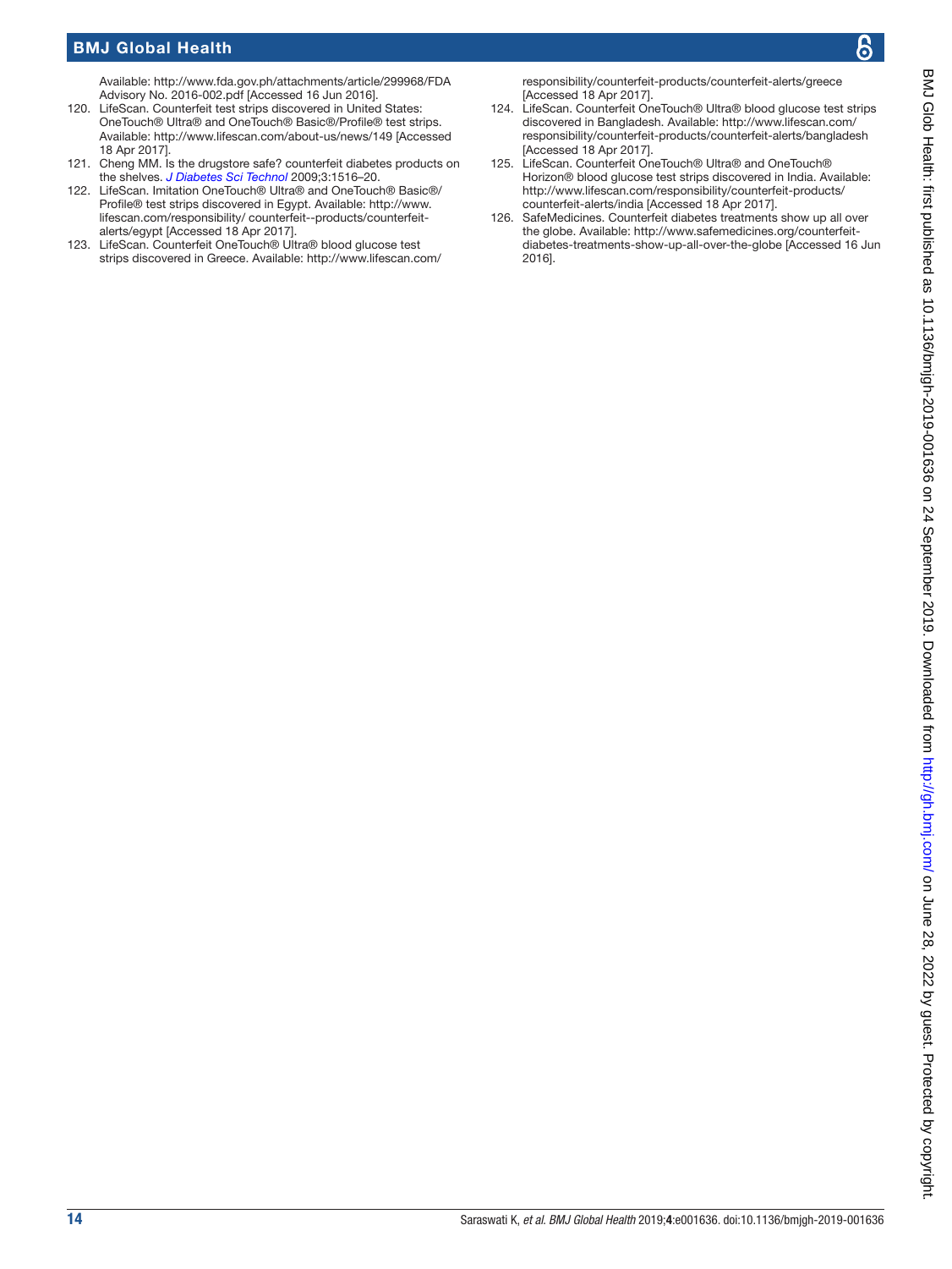Available: http://www.fda.gov.ph/attachments/article/299968/FDA Advisory No. 2016-002.pdf [Accessed 16 Jun 2016].

120. LifeScan. Counterfeit test strips discovered in United States: OneTouch® Ultra® and OneTouch® Basic®/Profile® test strips. Available: http://www.lifescan.com/about-us/news/149 [Accessed 18 Apr 2017].
121. Cheng MM. Is the drugstore safe? counterfeit diabetes products on the shelves. *J Diabetes Sci Technol* 2009;3:1516–20.
122. LifeScan. Imitation OneTouch® Ultra® and OneTouch® Basic®/Profile® test strips discovered in Egypt. Available: http://www.lifescan.com/responsibility/ counterfeit--products/counterfeit-alerts/egypt [Accessed 18 Apr 2017].
123. LifeScan. Counterfeit OneTouch® Ultra® blood glucose test strips discovered in Greece. Available: http://www.lifescan.com/responsibility/counterfeit-products/counterfeit-alerts/greece [Accessed 18 Apr 2017].
124. LifeScan. Counterfeit OneTouch® Ultra® blood glucose test strips discovered in Bangladesh. Available: http://www.lifescan.com/responsibility/counterfeit-products/counterfeit-alerts/bangladesh [Accessed 18 Apr 2017].
125. LifeScan. Counterfeit OneTouch® Ultra® and OneTouch® Horizon® blood glucose test strips discovered in India. Available: http://www.lifescan.com/responsibility/counterfeit-products/counterfeit-alerts/india [Accessed 18 Apr 2017].
126. SafeMedicines. Counterfeit diabetes treatments show up all over the globe. Available: http://www.safemedicines.org/counterfeit-diabetes-treatments-show-up-all-over-the-globe [Accessed 16 Jun 2016].